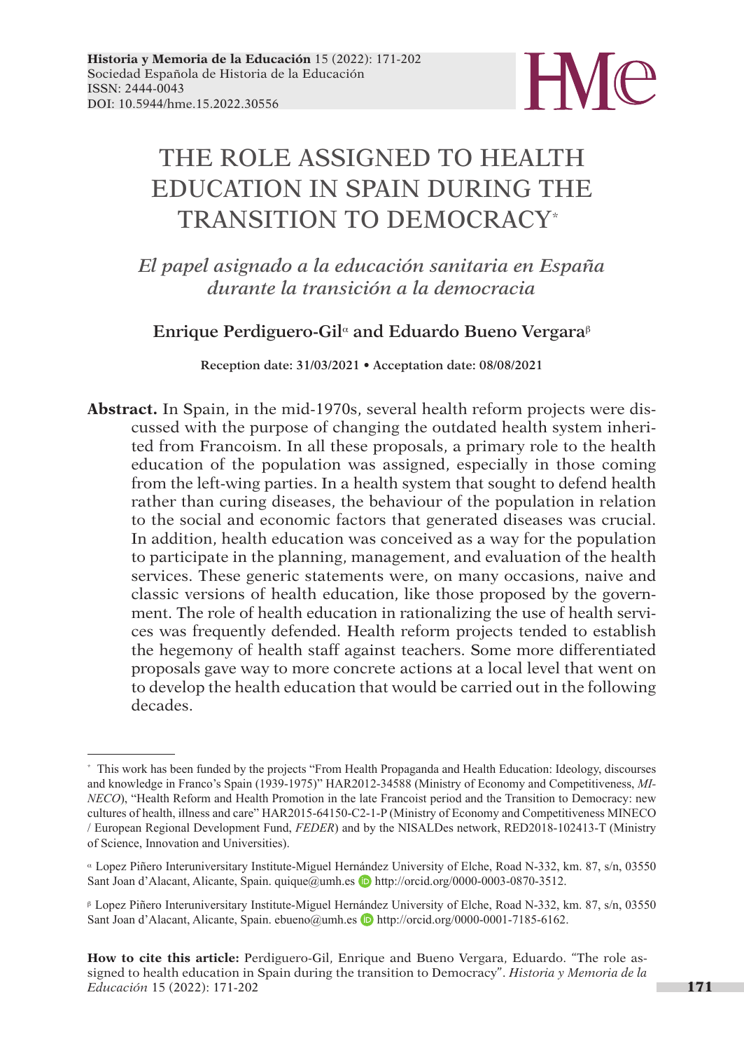Historia y Memoria de la Educación 15 (2022): 171-202
Sociedad Española de Historia de la Educación
ISSN: 2444-0043
DOI: 10.5944/hme.15.2022.30556

# THE ROLE ASSIGNED TO HEALTH EDUCATION IN SPAIN DURING THE TRANSITION TO DEMOCRACY[*]

## *El papel asignado a la educación sanitaria en España durante la transición a la democracia*

**Enrique Perdiguero-Gil**[α] **and Eduardo Bueno Vergara**[β]

**Reception date: 31/03/2021 • Acceptation date: 08/08/2021**

**Abstract.** In Spain, in the mid-1970s, several health reform projects were discussed with the purpose of changing the outdated health system inherited from Francoism. In all these proposals, a primary role to the health education of the population was assigned, especially in those coming from the left-wing parties. In a health system that sought to defend health rather than curing diseases, the behaviour of the population in relation to the social and economic factors that generated diseases was crucial. In addition, health education was conceived as a way for the population to participate in the planning, management, and evaluation of the health services. These generic statements were, on many occasions, naive and classic versions of health education, like those proposed by the government. The role of health education in rationalizing the use of health services was frequently defended. Health reform projects tended to establish the hegemony of health staff against teachers. Some more differentiated proposals gave way to more concrete actions at a local level that went on to develop the health education that would be carried out in the following decades.

---

[*] This work has been funded by the projects "From Health Propaganda and Health Education: Ideology, discourses and knowledge in Franco's Spain (1939-1975)" HAR2012-34588 (Ministry of Economy and Competitiveness, *MINECO*), "Health Reform and Health Promotion in the late Francoist period and the Transition to Democracy: new cultures of health, illness and care" HAR2015-64150-C2-1-P (Ministry of Economy and Competitiveness MINECO / European Regional Development Fund, *FEDER*) and by the NISALDes network, RED2018-102413-T (Ministry of Science, Innovation and Universities).

[α] Lopez Piñero Interuniversitary Institute-Miguel Hernández University of Elche, Road N-332, km. 87, s/n, 03550 Sant Joan d'Alacant, Alicante, Spain. quique@umh.es http://orcid.org/0000-0003-0870-3512.

[β] Lopez Piñero Interuniversitary Institute-Miguel Hernández University of Elche, Road N-332, km. 87, s/n, 03550 Sant Joan d'Alacant, Alicante, Spain. ebueno@umh.es http://orcid.org/0000-0001-7185-6162.

**How to cite this article:** Perdiguero-Gil, Enrique and Bueno Vergara, Eduardo. "The role assigned to health education in Spain during the transition to Democracy". *Historia y Memoria de la Educación* 15 (2022): 171-202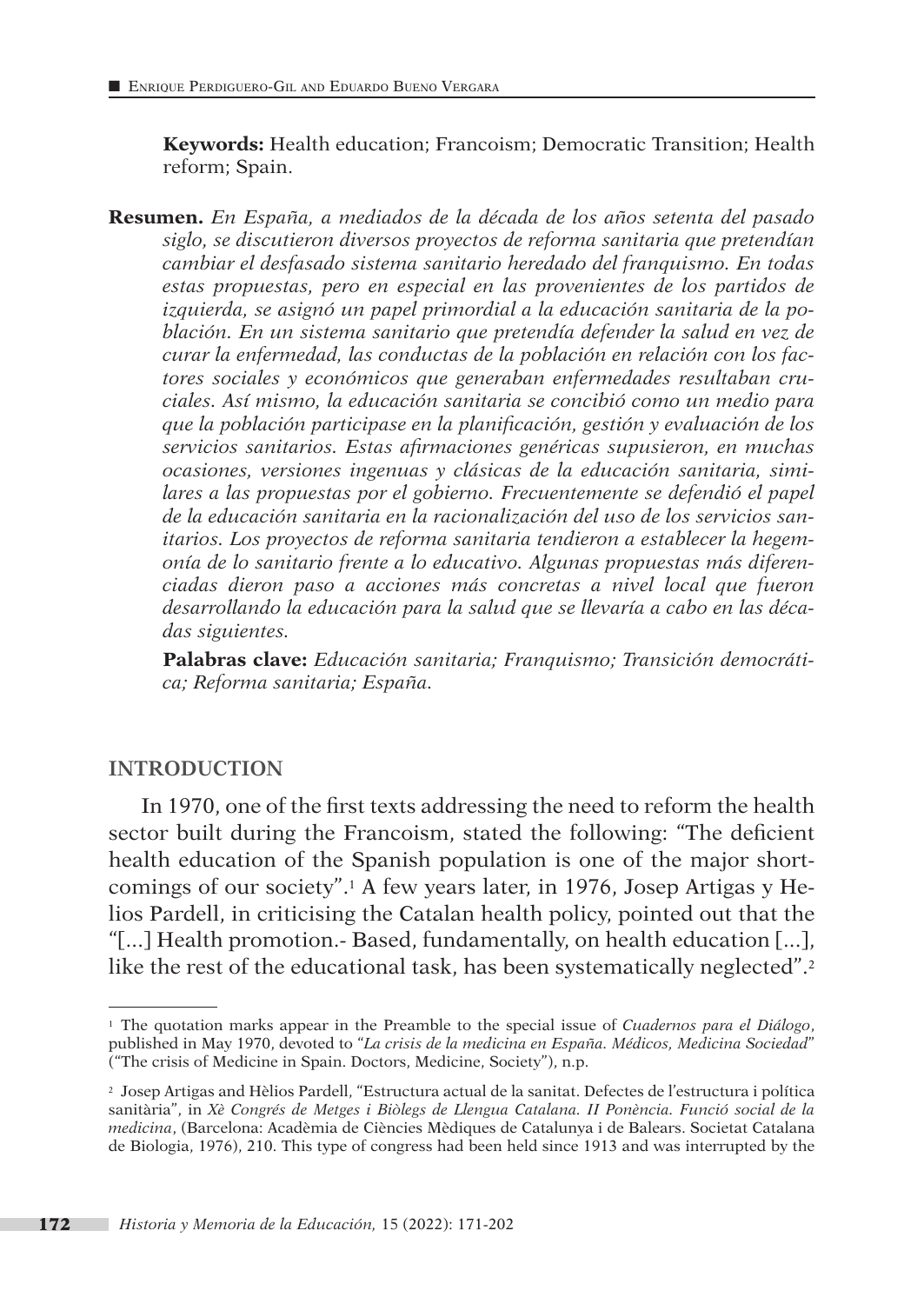**Keywords:** Health education; Francoism; Democratic Transition; Health reform; Spain.

**Resumen.** *En España, a mediados de la década de los años setenta del pasado siglo, se discutieron diversos proyectos de reforma sanitaria que pretendían cambiar el desfasado sistema sanitario heredado del franquismo. En todas estas propuestas, pero en especial en las provenientes de los partidos de izquierda, se asignó un papel primordial a la educación sanitaria de la población. En un sistema sanitario que pretendía defender la salud en vez de curar la enfermedad, las conductas de la población en relación con los factores sociales y económicos que generaban enfermedades resultaban cruciales. Así mismo, la educación sanitaria se concibió como un medio para que la población participase en la planificación, gestión y evaluación de los servicios sanitarios. Estas afirmaciones genéricas supusieron, en muchas ocasiones, versiones ingenuas y clásicas de la educación sanitaria, similares a las propuestas por el gobierno. Frecuentemente se defendió el papel de la educación sanitaria en la racionalización del uso de los servicios sanitarios. Los proyectos de reforma sanitaria tendieron a establecer la hegemonía de lo sanitario frente a lo educativo. Algunas propuestas más diferenciadas dieron paso a acciones más concretas a nivel local que fueron desarrollando la educación para la salud que se llevaría a cabo en las décadas siguientes.*

**Palabras clave:** *Educación sanitaria; Franquismo; Transición democrática; Reforma sanitaria; España.*

## INTRODUCTION

In 1970, one of the first texts addressing the need to reform the health sector built during the Francoism, stated the following: "The deficient health education of the Spanish population is one of the major shortcomings of our society".[1] A few years later, in 1976, Josep Artigas y Helios Pardell, in criticising the Catalan health policy, pointed out that the "[...] Health promotion.- Based, fundamentally, on health education [...], like the rest of the educational task, has been systematically neglected".[2]

[1] The quotation marks appear in the Preamble to the special issue of *Cuadernos para el Diálogo*, published in May 1970, devoted to "*La crisis de la medicina en España. Médicos, Medicina Sociedad*" ("The crisis of Medicine in Spain. Doctors, Medicine, Society"), n.p.

[2] Josep Artigas and Hèlios Pardell, "Estructura actual de la sanitat. Defectes de l'estructura i política sanitària", in *Xè Congrés de Metges i Biòlegs de Llengua Catalana. II Ponència. Funció social de la medicina*, (Barcelona: Acadèmia de Ciències Mèdiques de Catalunya i de Balears. Societat Catalana de Biologia, 1976), 210. This type of congress had been held since 1913 and was interrupted by the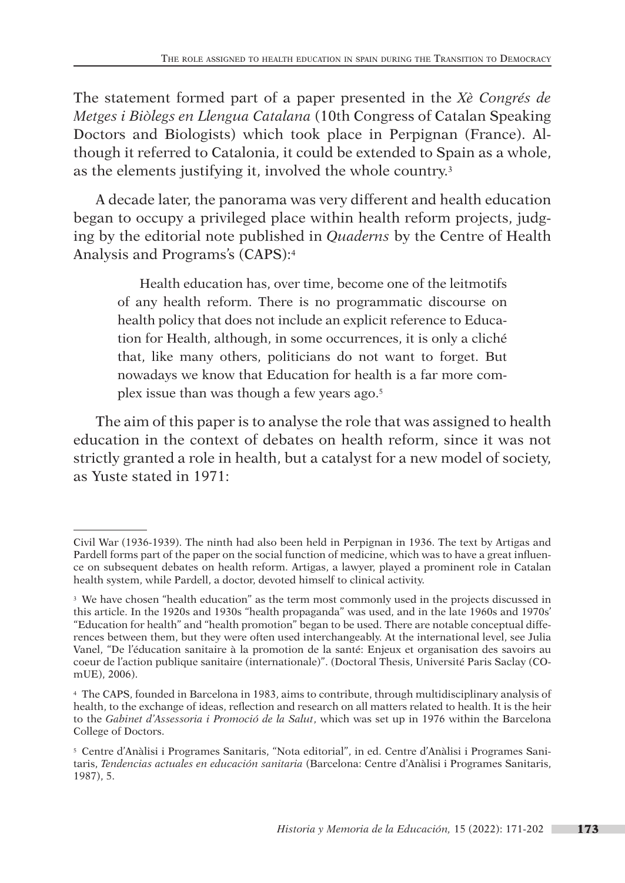The statement formed part of a paper presented in the *Xè Congrés de Metges i Biòlegs en Llengua Catalana* (10th Congress of Catalan Speaking Doctors and Biologists) which took place in Perpignan (France). Although it referred to Catalonia, it could be extended to Spain as a whole, as the elements justifying it, involved the whole country.[3]

A decade later, the panorama was very different and health education began to occupy a privileged place within health reform projects, judging by the editorial note published in *Quaderns* by the Centre of Health Analysis and Programs's (CAPS):[4]

> Health education has, over time, become one of the leitmotifs of any health reform. There is no programmatic discourse on health policy that does not include an explicit reference to Education for Health, although, in some occurrences, it is only a cliché that, like many others, politicians do not want to forget. But nowadays we know that Education for health is a far more complex issue than was though a few years ago.[5]

The aim of this paper is to analyse the role that was assigned to health education in the context of debates on health reform, since it was not strictly granted a role in health, but a catalyst for a new model of society, as Yuste stated in 1971:

---

Civil War (1936-1939). The ninth had also been held in Perpignan in 1936. The text by Artigas and Pardell forms part of the paper on the social function of medicine, which was to have a great influence on subsequent debates on health reform. Artigas, a lawyer, played a prominent role in Catalan health system, while Pardell, a doctor, devoted himself to clinical activity.

[3] We have chosen "health education" as the term most commonly used in the projects discussed in this article. In the 1920s and 1930s "health propaganda" was used, and in the late 1960s and 1970s' "Education for health" and "health promotion" began to be used. There are notable conceptual differences between them, but they were often used interchangeably. At the international level, see Julia Vanel, "De l'éducation sanitaire à la promotion de la santé: Enjeux et organisation des savoirs au coeur de l'action publique sanitaire (internationale)". (Doctoral Thesis, Université Paris Saclay (COmUE), 2006).

[4] The CAPS, founded in Barcelona in 1983, aims to contribute, through multidisciplinary analysis of health, to the exchange of ideas, reflection and research on all matters related to health. It is the heir to the *Gabinet d'Assessoria i Promoció de la Salut*, which was set up in 1976 within the Barcelona College of Doctors.

[5] Centre d'Anàlisi i Programes Sanitaris, "Nota editorial", in ed. Centre d'Anàlisi i Programes Sanitaris, *Tendencias actuales en educación sanitaria* (Barcelona: Centre d'Anàlisi i Programes Sanitaris, 1987), 5.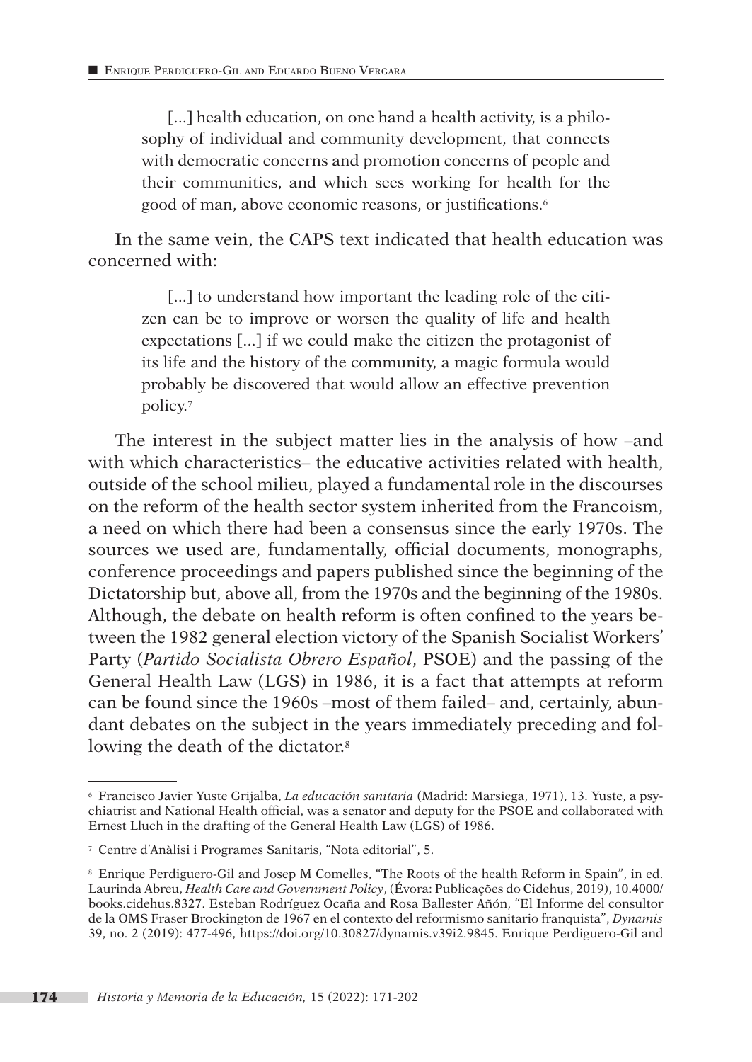> [...] health education, on one hand a health activity, is a philosophy of individual and community development, that connects with democratic concerns and promotion concerns of people and their communities, and which sees working for health for the good of man, above economic reasons, or justifications.[6]

In the same vein, the CAPS text indicated that health education was concerned with:

> [...] to understand how important the leading role of the citizen can be to improve or worsen the quality of life and health expectations [...] if we could make the citizen the protagonist of its life and the history of the community, a magic formula would probably be discovered that would allow an effective prevention policy.[7]

The interest in the subject matter lies in the analysis of how –and with which characteristics– the educative activities related with health, outside of the school milieu, played a fundamental role in the discourses on the reform of the health sector system inherited from the Francoism, a need on which there had been a consensus since the early 1970s. The sources we used are, fundamentally, official documents, monographs, conference proceedings and papers published since the beginning of the Dictatorship but, above all, from the 1970s and the beginning of the 1980s. Although, the debate on health reform is often confined to the years between the 1982 general election victory of the Spanish Socialist Workers' Party (*Partido Socialista Obrero Español*, PSOE) and the passing of the General Health Law (LGS) in 1986, it is a fact that attempts at reform can be found since the 1960s –most of them failed– and, certainly, abundant debates on the subject in the years immediately preceding and following the death of the dictator.[8]

---

[6] Francisco Javier Yuste Grijalba, *La educación sanitaria* (Madrid: Marsiega, 1971), 13. Yuste, a psychiatrist and National Health official, was a senator and deputy for the PSOE and collaborated with Ernest Lluch in the drafting of the General Health Law (LGS) of 1986.

[7] Centre d'Anàlisi i Programes Sanitaris, "Nota editorial", 5.

[8] Enrique Perdiguero-Gil and Josep M Comelles, "The Roots of the health Reform in Spain", in ed. Laurinda Abreu, *Health Care and Government Policy*, (Évora: Publicações do Cidehus, 2019), 10.4000/books.cidehus.8327. Esteban Rodríguez Ocaña and Rosa Ballester Añón, "El Informe del consultor de la OMS Fraser Brockington de 1967 en el contexto del reformismo sanitario franquista", *Dynamis* 39, no. 2 (2019): 477-496, https://doi.org/10.30827/dynamis.v39i2.9845. Enrique Perdiguero-Gil and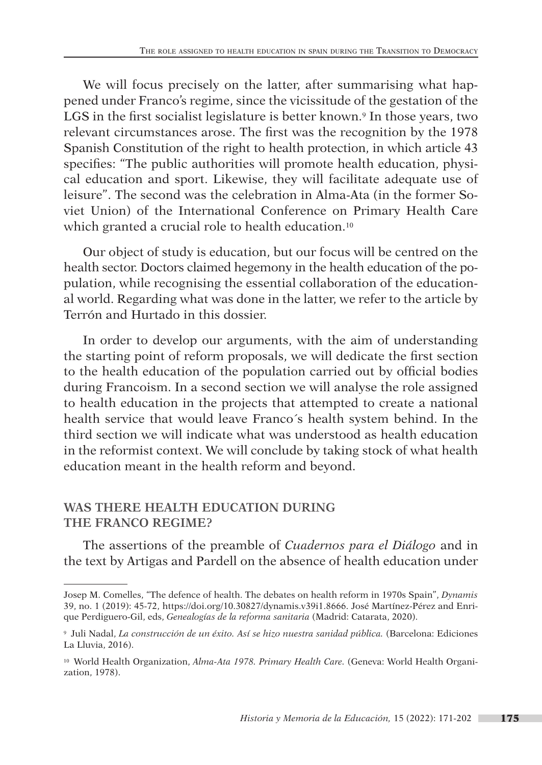We will focus precisely on the latter, after summarising what happened under Franco's regime, since the vicissitude of the gestation of the LGS in the first socialist legislature is better known.[9] In those years, two relevant circumstances arose. The first was the recognition by the 1978 Spanish Constitution of the right to health protection, in which article 43 specifies: "The public authorities will promote health education, physical education and sport. Likewise, they will facilitate adequate use of leisure". The second was the celebration in Alma-Ata (in the former Soviet Union) of the International Conference on Primary Health Care which granted a crucial role to health education.[10]

Our object of study is education, but our focus will be centred on the health sector. Doctors claimed hegemony in the health education of the population, while recognising the essential collaboration of the educational world. Regarding what was done in the latter, we refer to the article by Terrón and Hurtado in this dossier.

In order to develop our arguments, with the aim of understanding the starting point of reform proposals, we will dedicate the first section to the health education of the population carried out by official bodies during Francoism. In a second section we will analyse the role assigned to health education in the projects that attempted to create a national health service that would leave Franco´s health system behind. In the third section we will indicate what was understood as health education in the reformist context. We will conclude by taking stock of what health education meant in the health reform and beyond.

## WAS THERE HEALTH EDUCATION DURING THE FRANCO REGIME?

The assertions of the preamble of *Cuadernos para el Diálogo* and in the text by Artigas and Pardell on the absence of health education under

---

Josep M. Comelles, "The defence of health. The debates on health reform in 1970s Spain", *Dynamis* 39, no. 1 (2019): 45-72, https://doi.org/10.30827/dynamis.v39i1.8666. José Martínez-Pérez and Enrique Perdiguero-Gil, eds, *Genealogías de la reforma sanitaria* (Madrid: Catarata, 2020).

[9] Juli Nadal, *La construcción de un éxito. Así se hizo nuestra sanidad pública.* (Barcelona: Ediciones La Lluvia, 2016).

[10] World Health Organization, *Alma-Ata 1978. Primary Health Care.* (Geneva: World Health Organization, 1978).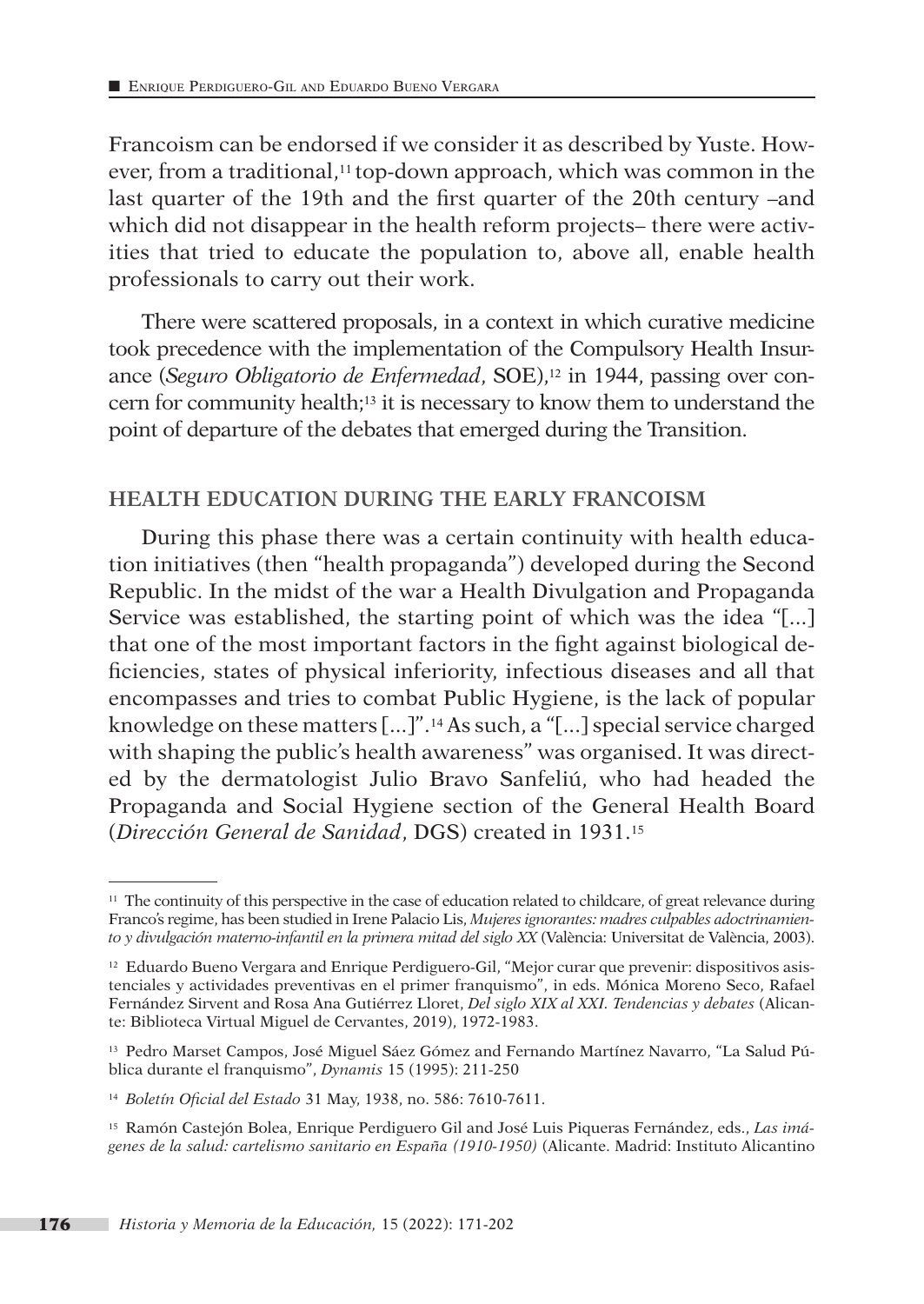Francoism can be endorsed if we consider it as described by Yuste. However, from a traditional,[11] top-down approach, which was common in the last quarter of the 19th and the first quarter of the 20th century –and which did not disappear in the health reform projects– there were activities that tried to educate the population to, above all, enable health professionals to carry out their work.

There were scattered proposals, in a context in which curative medicine took precedence with the implementation of the Compulsory Health Insurance (*Seguro Obligatorio de Enfermedad*, SOE),[12] in 1944, passing over concern for community health;[13] it is necessary to know them to understand the point of departure of the debates that emerged during the Transition.

## HEALTH EDUCATION DURING THE EARLY FRANCOISM

During this phase there was a certain continuity with health education initiatives (then "health propaganda") developed during the Second Republic. In the midst of the war a Health Divulgation and Propaganda Service was established, the starting point of which was the idea "[...] that one of the most important factors in the fight against biological deficiencies, states of physical inferiority, infectious diseases and all that encompasses and tries to combat Public Hygiene, is the lack of popular knowledge on these matters [...]".[14] As such, a "[...] special service charged with shaping the public's health awareness" was organised. It was directed by the dermatologist Julio Bravo Sanfeliú, who had headed the Propaganda and Social Hygiene section of the General Health Board (*Dirección General de Sanidad*, DGS) created in 1931.[15]

---

[11] The continuity of this perspective in the case of education related to childcare, of great relevance during Franco's regime, has been studied in Irene Palacio Lis, *Mujeres ignorantes: madres culpables adoctrinamiento y divulgación materno-infantil en la primera mitad del siglo XX* (València: Universitat de València, 2003).

[12] Eduardo Bueno Vergara and Enrique Perdiguero-Gil, "Mejor curar que prevenir: dispositivos asistenciales y actividades preventivas en el primer franquismo", in eds. Mónica Moreno Seco, Rafael Fernández Sirvent and Rosa Ana Gutiérrez Lloret, *Del siglo XIX al XXI. Tendencias y debates* (Alicante: Biblioteca Virtual Miguel de Cervantes, 2019), 1972-1983.

[13] Pedro Marset Campos, José Miguel Sáez Gómez and Fernando Martínez Navarro, "La Salud Pública durante el franquismo", *Dynamis* 15 (1995): 211-250

[14] *Boletín Oficial del Estado* 31 May, 1938, no. 586: 7610-7611.

[15] Ramón Castejón Bolea, Enrique Perdiguero Gil and José Luis Piqueras Fernández, eds., *Las imágenes de la salud: cartelismo sanitario en España (1910-1950)* (Alicante. Madrid: Instituto Alicantino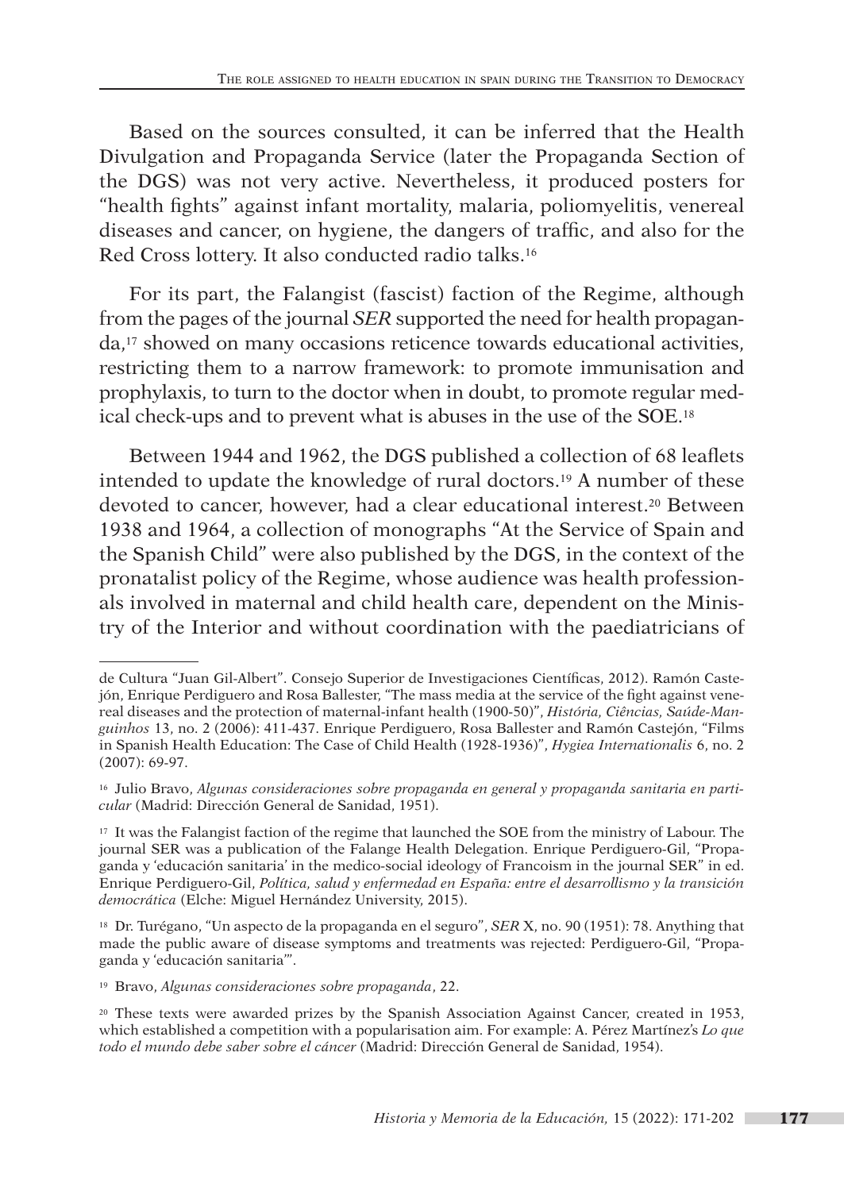Based on the sources consulted, it can be inferred that the Health Divulgation and Propaganda Service (later the Propaganda Section of the DGS) was not very active. Nevertheless, it produced posters for "health fights" against infant mortality, malaria, poliomyelitis, venereal diseases and cancer, on hygiene, the dangers of traffic, and also for the Red Cross lottery. It also conducted radio talks.[16]

For its part, the Falangist (fascist) faction of the Regime, although from the pages of the journal *SER* supported the need for health propaganda,[17] showed on many occasions reticence towards educational activities, restricting them to a narrow framework: to promote immunisation and prophylaxis, to turn to the doctor when in doubt, to promote regular medical check-ups and to prevent what is abuses in the use of the SOE.[18]

Between 1944 and 1962, the DGS published a collection of 68 leaflets intended to update the knowledge of rural doctors.[19] A number of these devoted to cancer, however, had a clear educational interest.[20] Between 1938 and 1964, a collection of monographs "At the Service of Spain and the Spanish Child" were also published by the DGS, in the context of the pronatalist policy of the Regime, whose audience was health professionals involved in maternal and child health care, dependent on the Ministry of the Interior and without coordination with the paediatricians of

---

de Cultura "Juan Gil-Albert". Consejo Superior de Investigaciones Científicas, 2012). Ramón Castejón, Enrique Perdiguero and Rosa Ballester, "The mass media at the service of the fight against venereal diseases and the protection of maternal-infant health (1900-50)", *História, Ciências, Saúde-Manguinhos* 13, no. 2 (2006): 411-437. Enrique Perdiguero, Rosa Ballester and Ramón Castejón, "Films in Spanish Health Education: The Case of Child Health (1928-1936)", *Hygiea Internationalis* 6, no. 2 (2007): 69-97.

[16] Julio Bravo, *Algunas consideraciones sobre propaganda en general y propaganda sanitaria en particular* (Madrid: Dirección General de Sanidad, 1951).

[17] It was the Falangist faction of the regime that launched the SOE from the ministry of Labour. The journal SER was a publication of the Falange Health Delegation. Enrique Perdiguero-Gil, "Propaganda y 'educación sanitaria' in the medico-social ideology of Francoism in the journal SER" in ed. Enrique Perdiguero-Gil, *Política, salud y enfermedad en España: entre el desarrollismo y la transición democrática* (Elche: Miguel Hernández University, 2015).

[18] Dr. Turégano, "Un aspecto de la propaganda en el seguro", *SER* X, no. 90 (1951): 78. Anything that made the public aware of disease symptoms and treatments was rejected: Perdiguero-Gil, "Propaganda y 'educación sanitaria'".

[19] Bravo, *Algunas consideraciones sobre propaganda*, 22.

[20] These texts were awarded prizes by the Spanish Association Against Cancer, created in 1953, which established a competition with a popularisation aim. For example: A. Pérez Martínez's *Lo que todo el mundo debe saber sobre el cáncer* (Madrid: Dirección General de Sanidad, 1954).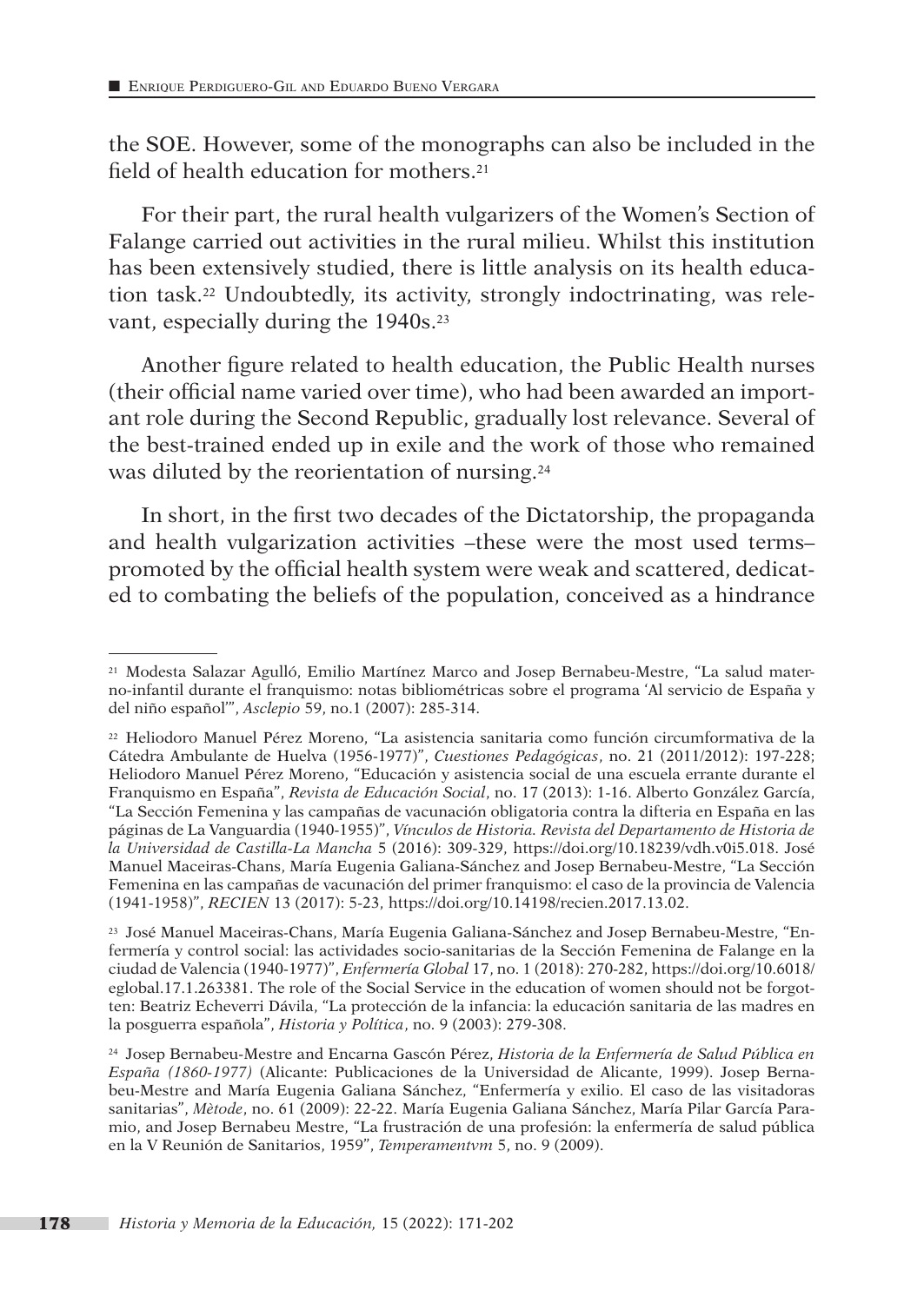the SOE. However, some of the monographs can also be included in the field of health education for mothers.[21]

For their part, the rural health vulgarizers of the Women's Section of Falange carried out activities in the rural milieu. Whilst this institution has been extensively studied, there is little analysis on its health education task.[22] Undoubtedly, its activity, strongly indoctrinating, was relevant, especially during the 1940s.[23]

Another figure related to health education, the Public Health nurses (their official name varied over time), who had been awarded an important role during the Second Republic, gradually lost relevance. Several of the best-trained ended up in exile and the work of those who remained was diluted by the reorientation of nursing.[24]

In short, in the first two decades of the Dictatorship, the propaganda and health vulgarization activities –these were the most used terms– promoted by the official health system were weak and scattered, dedicated to combating the beliefs of the population, conceived as a hindrance

---

[21] Modesta Salazar Agulló, Emilio Martínez Marco and Josep Bernabeu-Mestre, "La salud materno-infantil durante el franquismo: notas bibliométricas sobre el programa 'Al servicio de España y del niño español'", *Asclepio* 59, no.1 (2007): 285-314.

[22] Heliodoro Manuel Pérez Moreno, "La asistencia sanitaria como función circumformativa de la Cátedra Ambulante de Huelva (1956-1977)", *Cuestiones Pedagógicas*, no. 21 (2011/2012): 197-228; Heliodoro Manuel Pérez Moreno, "Educación y asistencia social de una escuela errante durante el Franquismo en España", *Revista de Educación Social*, no. 17 (2013): 1-16. Alberto González García, "La Sección Femenina y las campañas de vacunación obligatoria contra la difteria en España en las páginas de La Vanguardia (1940-1955)", *Vínculos de Historia. Revista del Departamento de Historia de la Universidad de Castilla-La Mancha* 5 (2016): 309-329, https://doi.org/10.18239/vdh.v0i5.018. José Manuel Maceiras-Chans, María Eugenia Galiana-Sánchez and Josep Bernabeu-Mestre, "La Sección Femenina en las campañas de vacunación del primer franquismo: el caso de la provincia de Valencia (1941-1958)", *RECIEN* 13 (2017): 5-23, https://doi.org/10.14198/recien.2017.13.02.

[23] José Manuel Maceiras-Chans, María Eugenia Galiana-Sánchez and Josep Bernabeu-Mestre, "Enfermería y control social: las actividades socio-sanitarias de la Sección Femenina de Falange en la ciudad de Valencia (1940-1977)", *Enfermería Global* 17, no. 1 (2018): 270-282, https://doi.org/10.6018/eglobal.17.1.263381. The role of the Social Service in the education of women should not be forgotten: Beatriz Echeverri Dávila, "La protección de la infancia: la educación sanitaria de las madres en la posguerra española", *Historia y Política*, no. 9 (2003): 279-308.

[24] Josep Bernabeu-Mestre and Encarna Gascón Pérez, *Historia de la Enfermería de Salud Pública en España (1860-1977)* (Alicante: Publicaciones de la Universidad de Alicante, 1999). Josep Bernabeu-Mestre and María Eugenia Galiana Sánchez, "Enfermería y exilio. El caso de las visitadoras sanitarias", *Mètode*, no. 61 (2009): 22-22. María Eugenia Galiana Sánchez, María Pilar García Paramio, and Josep Bernabeu Mestre, "La frustración de una profesión: la enfermería de salud pública en la V Reunión de Sanitarios, 1959", *Temperamentvm* 5, no. 9 (2009).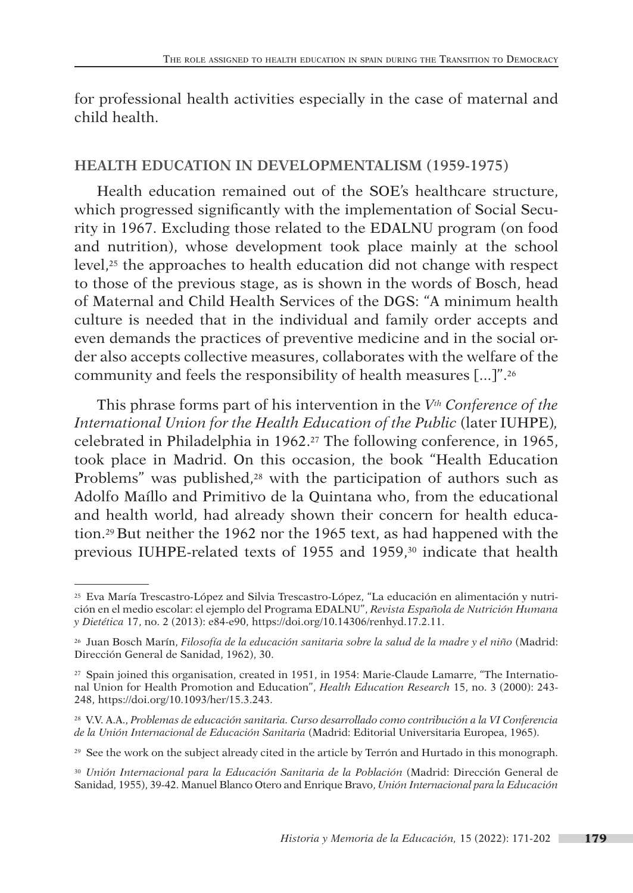for professional health activities especially in the case of maternal and child health.

## HEALTH EDUCATION IN DEVELOPMENTALISM (1959-1975)

Health education remained out of the SOE's healthcare structure, which progressed significantly with the implementation of Social Security in 1967. Excluding those related to the EDALNU program (on food and nutrition), whose development took place mainly at the school level,[25] the approaches to health education did not change with respect to those of the previous stage, as is shown in the words of Bosch, head of Maternal and Child Health Services of the DGS: "A minimum health culture is needed that in the individual and family order accepts and even demands the practices of preventive medicine and in the social order also accepts collective measures, collaborates with the welfare of the community and feels the responsibility of health measures [...]".[26]

This phrase forms part of his intervention in the *V^th^ Conference of the International Union for the Health Education of the Public* (later IUHPE), celebrated in Philadelphia in 1962.[27] The following conference, in 1965, took place in Madrid. On this occasion, the book "Health Education Problems" was published,[28] with the participation of authors such as Adolfo Maíllo and Primitivo de la Quintana who, from the educational and health world, had already shown their concern for health education.[29] But neither the 1962 nor the 1965 text, as had happened with the previous IUHPE-related texts of 1955 and 1959,[30] indicate that health

---

[25] Eva María Trescastro-López and Silvia Trescastro-López, "La educación en alimentación y nutrición en el medio escolar: el ejemplo del Programa EDALNU", *Revista Española de Nutrición Humana y Dietética* 17, no. 2 (2013): e84-e90, https://doi.org/10.14306/renhyd.17.2.11.

[26] Juan Bosch Marín, *Filosofía de la educación sanitaria sobre la salud de la madre y el niño* (Madrid: Dirección General de Sanidad, 1962), 30.

[27] Spain joined this organisation, created in 1951, in 1954: Marie-Claude Lamarre, "The International Union for Health Promotion and Education", *Health Education Research* 15, no. 3 (2000): 243-248, https://doi.org/10.1093/her/15.3.243.

[28] V.V. A.A., *Problemas de educación sanitaria. Curso desarrollado como contribución a la VI Conferencia de la Unión Internacional de Educación Sanitaria* (Madrid: Editorial Universitaria Europea, 1965).

[29] See the work on the subject already cited in the article by Terrón and Hurtado in this monograph.

[30] *Unión Internacional para la Educación Sanitaria de la Población* (Madrid: Dirección General de Sanidad, 1955), 39-42. Manuel Blanco Otero and Enrique Bravo, *Unión Internacional para la Educación*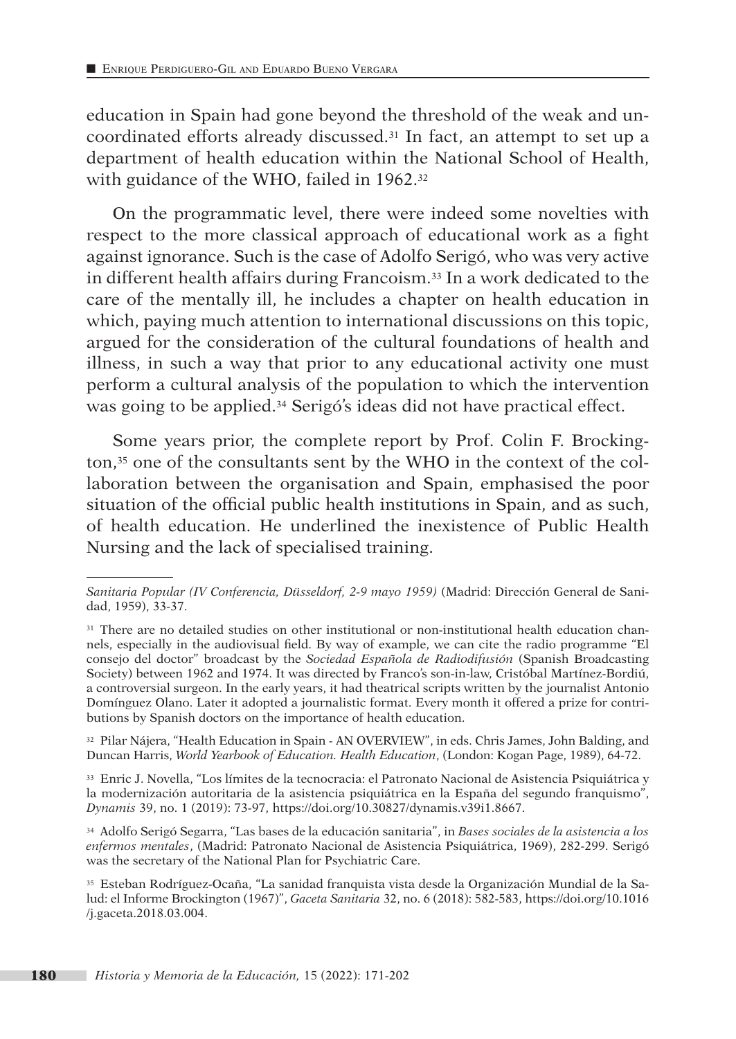education in Spain had gone beyond the threshold of the weak and uncoordinated efforts already discussed.[31] In fact, an attempt to set up a department of health education within the National School of Health, with guidance of the WHO, failed in 1962.[32]

On the programmatic level, there were indeed some novelties with respect to the more classical approach of educational work as a fight against ignorance. Such is the case of Adolfo Serigó, who was very active in different health affairs during Francoism.[33] In a work dedicated to the care of the mentally ill, he includes a chapter on health education in which, paying much attention to international discussions on this topic, argued for the consideration of the cultural foundations of health and illness, in such a way that prior to any educational activity one must perform a cultural analysis of the population to which the intervention was going to be applied.[34] Serigó's ideas did not have practical effect.

Some years prior, the complete report by Prof. Colin F. Brockington,[35] one of the consultants sent by the WHO in the context of the collaboration between the organisation and Spain, emphasised the poor situation of the official public health institutions in Spain, and as such, of health education. He underlined the inexistence of Public Health Nursing and the lack of specialised training.

---

*Sanitaria Popular (IV Conferencia, Düsseldorf, 2-9 mayo 1959)* (Madrid: Dirección General de Sanidad, 1959), 33-37.

[31] There are no detailed studies on other institutional or non-institutional health education channels, especially in the audiovisual field. By way of example, we can cite the radio programme "El consejo del doctor" broadcast by the *Sociedad Española de Radiodifusión* (Spanish Broadcasting Society) between 1962 and 1974. It was directed by Franco's son-in-law, Cristóbal Martínez-Bordiú, a controversial surgeon. In the early years, it had theatrical scripts written by the journalist Antonio Domínguez Olano. Later it adopted a journalistic format. Every month it offered a prize for contributions by Spanish doctors on the importance of health education.

[32] Pilar Nájera, "Health Education in Spain - AN OVERVIEW", in eds. Chris James, John Balding, and Duncan Harris, *World Yearbook of Education. Health Education*, (London: Kogan Page, 1989), 64-72.

[33] Enric J. Novella, "Los límites de la tecnocracia: el Patronato Nacional de Asistencia Psiquiátrica y la modernización autoritaria de la asistencia psiquiátrica en la España del segundo franquismo", *Dynamis* 39, no. 1 (2019): 73-97, https://doi.org/10.30827/dynamis.v39i1.8667.

[34] Adolfo Serigó Segarra, "Las bases de la educación sanitaria", in *Bases sociales de la asistencia a los enfermos mentales*, (Madrid: Patronato Nacional de Asistencia Psiquiátrica, 1969), 282-299. Serigó was the secretary of the National Plan for Psychiatric Care.

[35] Esteban Rodríguez-Ocaña, "La sanidad franquista vista desde la Organización Mundial de la Salud: el Informe Brockington (1967)", *Gaceta Sanitaria* 32, no. 6 (2018): 582-583, https://doi.org/10.1016/j.gaceta.2018.03.004.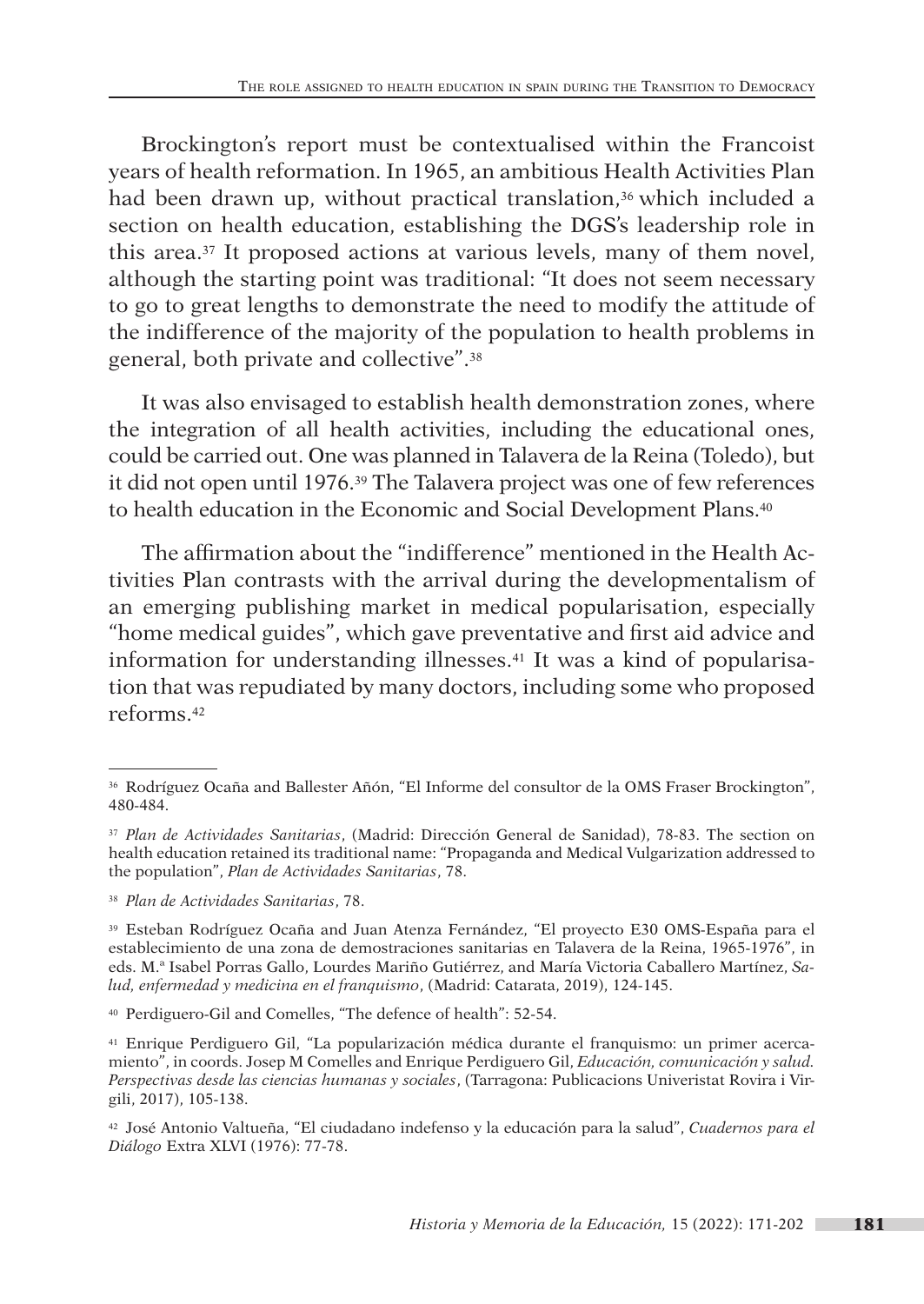Brockington's report must be contextualised within the Francoist years of health reformation. In 1965, an ambitious Health Activities Plan had been drawn up, without practical translation,[36] which included a section on health education, establishing the DGS's leadership role in this area.[37] It proposed actions at various levels, many of them novel, although the starting point was traditional: "It does not seem necessary to go to great lengths to demonstrate the need to modify the attitude of the indifference of the majority of the population to health problems in general, both private and collective".[38]

It was also envisaged to establish health demonstration zones, where the integration of all health activities, including the educational ones, could be carried out. One was planned in Talavera de la Reina (Toledo), but it did not open until 1976.[39] The Talavera project was one of few references to health education in the Economic and Social Development Plans.[40]

The affirmation about the "indifference" mentioned in the Health Activities Plan contrasts with the arrival during the developmentalism of an emerging publishing market in medical popularisation, especially "home medical guides", which gave preventative and first aid advice and information for understanding illnesses.[41] It was a kind of popularisation that was repudiated by many doctors, including some who proposed reforms.[42]

---

[36] Rodríguez Ocaña and Ballester Añón, "El Informe del consultor de la OMS Fraser Brockington", 480-484.

[37] *Plan de Actividades Sanitarias*, (Madrid: Dirección General de Sanidad), 78-83. The section on health education retained its traditional name: "Propaganda and Medical Vulgarization addressed to the population", *Plan de Actividades Sanitarias*, 78.

[38] *Plan de Actividades Sanitarias*, 78.

[39] Esteban Rodríguez Ocaña and Juan Atenza Fernández, "El proyecto E30 OMS-España para el establecimiento de una zona de demostraciones sanitarias en Talavera de la Reina, 1965-1976", in eds. M.ª Isabel Porras Gallo, Lourdes Mariño Gutiérrez, and María Victoria Caballero Martínez, *Salud, enfermedad y medicina en el franquismo*, (Madrid: Catarata, 2019), 124-145.

[40] Perdiguero-Gil and Comelles, "The defence of health": 52-54.

[41] Enrique Perdiguero Gil, "La popularización médica durante el franquismo: un primer acercamiento", in coords. Josep M Comelles and Enrique Perdiguero Gil, *Educación, comunicación y salud. Perspectivas desde las ciencias humanas y sociales*, (Tarragona: Publicacions Univeristat Rovira i Virgili, 2017), 105-138.

[42] José Antonio Valtueña, "El ciudadano indefenso y la educación para la salud", *Cuadernos para el Diálogo* Extra XLVI (1976): 77-78.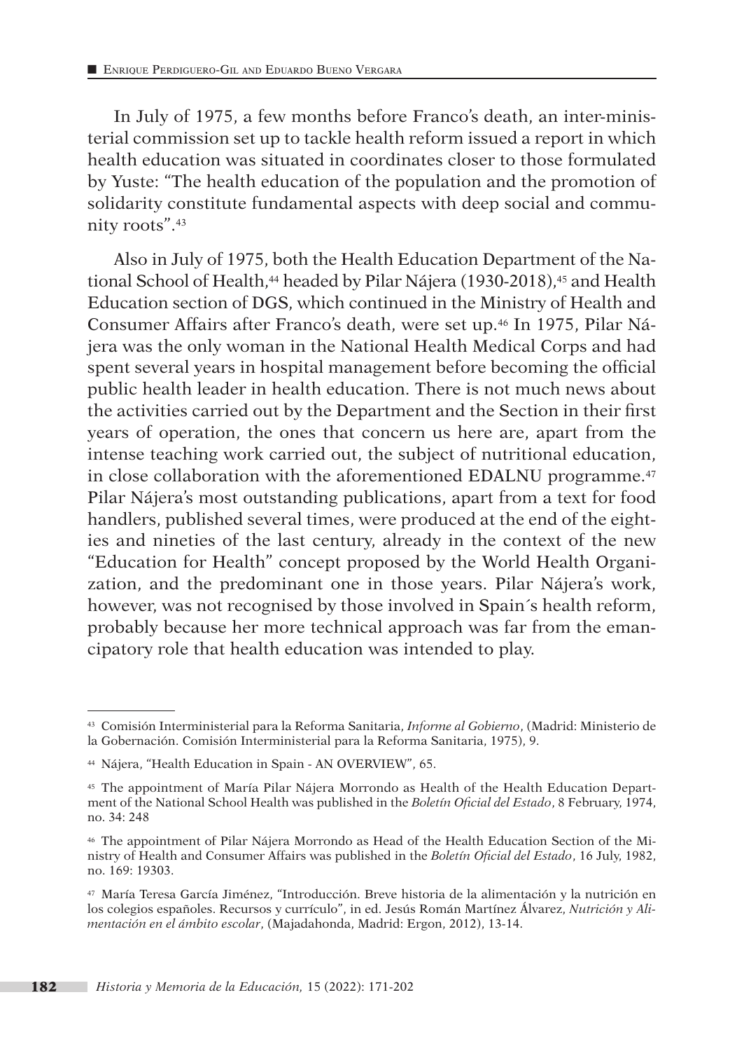In July of 1975, a few months before Franco's death, an inter-ministerial commission set up to tackle health reform issued a report in which health education was situated in coordinates closer to those formulated by Yuste: "The health education of the population and the promotion of solidarity constitute fundamental aspects with deep social and community roots".[43]

Also in July of 1975, both the Health Education Department of the National School of Health,[44] headed by Pilar Nájera (1930-2018),[45] and Health Education section of DGS, which continued in the Ministry of Health and Consumer Affairs after Franco's death, were set up.[46] In 1975, Pilar Nájera was the only woman in the National Health Medical Corps and had spent several years in hospital management before becoming the official public health leader in health education. There is not much news about the activities carried out by the Department and the Section in their first years of operation, the ones that concern us here are, apart from the intense teaching work carried out, the subject of nutritional education, in close collaboration with the aforementioned EDALNU programme.[47] Pilar Nájera's most outstanding publications, apart from a text for food handlers, published several times, were produced at the end of the eighties and nineties of the last century, already in the context of the new "Education for Health" concept proposed by the World Health Organization, and the predominant one in those years. Pilar Nájera's work, however, was not recognised by those involved in Spain´s health reform, probably because her more technical approach was far from the emancipatory role that health education was intended to play.

---

[43] Comisión Interministerial para la Reforma Sanitaria, *Informe al Gobierno*, (Madrid: Ministerio de la Gobernación. Comisión Interministerial para la Reforma Sanitaria, 1975), 9.

[44] Nájera, "Health Education in Spain - AN OVERVIEW", 65.

[45] The appointment of María Pilar Nájera Morrondo as Health of the Health Education Department of the National School Health was published in the *Boletín Oficial del Estado*, 8 February, 1974, no. 34: 248

[46] The appointment of Pilar Nájera Morrondo as Head of the Health Education Section of the Ministry of Health and Consumer Affairs was published in the *Boletín Oficial del Estado*, 16 July, 1982, no. 169: 19303.

[47] María Teresa García Jiménez, "Introducción. Breve historia de la alimentación y la nutrición en los colegios españoles. Recursos y currículo", in ed. Jesús Román Martínez Álvarez, *Nutrición y Alimentación en el ámbito escolar*, (Majadahonda, Madrid: Ergon, 2012), 13-14.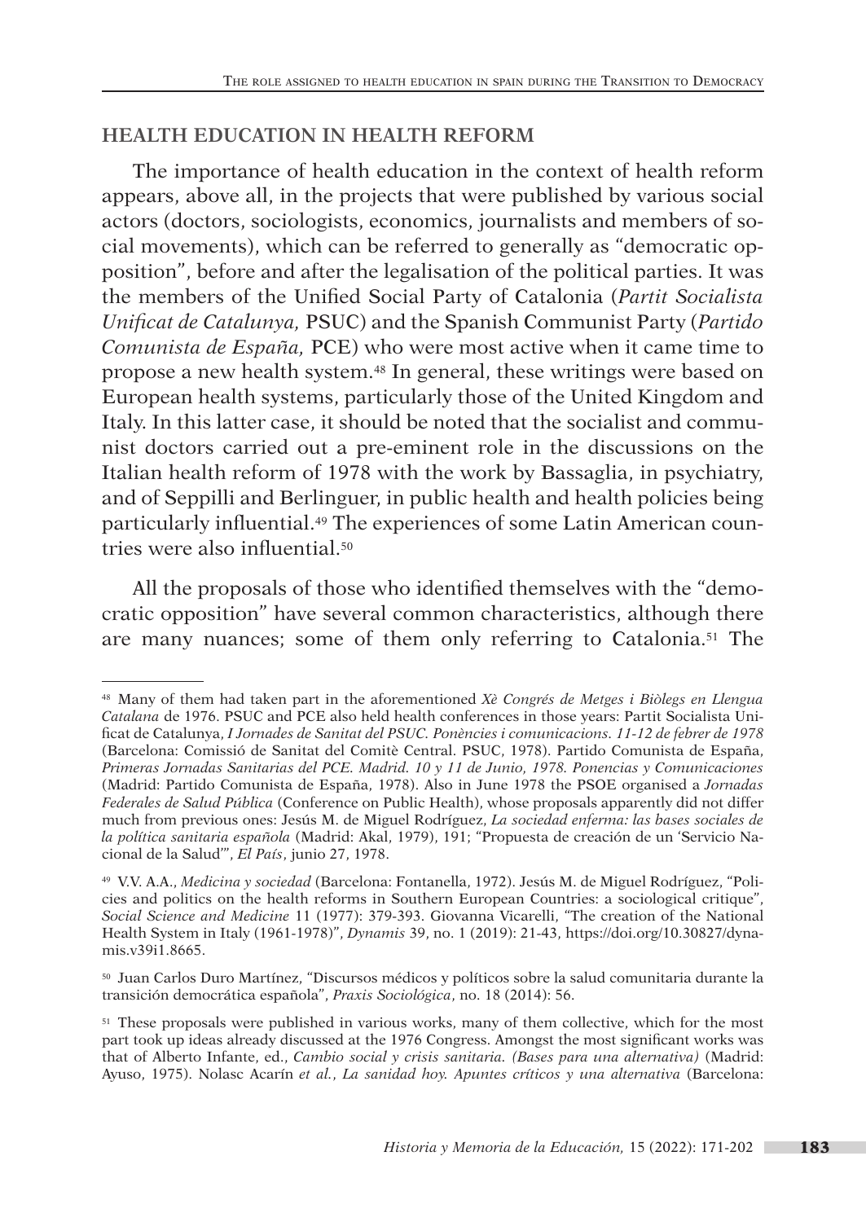## HEALTH EDUCATION IN HEALTH REFORM

The importance of health education in the context of health reform appears, above all, in the projects that were published by various social actors (doctors, sociologists, economics, journalists and members of social movements), which can be referred to generally as "democratic opposition", before and after the legalisation of the political parties. It was the members of the Unified Social Party of Catalonia (*Partit Socialista Unificat de Catalunya,* PSUC) and the Spanish Communist Party (*Partido Comunista de España,* PCE) who were most active when it came time to propose a new health system.[48] In general, these writings were based on European health systems, particularly those of the United Kingdom and Italy. In this latter case, it should be noted that the socialist and communist doctors carried out a pre-eminent role in the discussions on the Italian health reform of 1978 with the work by Bassaglia, in psychiatry, and of Seppilli and Berlinguer, in public health and health policies being particularly influential.[49] The experiences of some Latin American countries were also influential.[50]

All the proposals of those who identified themselves with the "democratic opposition" have several common characteristics, although there are many nuances; some of them only referring to Catalonia.[51] The

---

[48] Many of them had taken part in the aforementioned *Xè Congrés de Metges i Biòlegs en Llengua Catalana* de 1976. PSUC and PCE also held health conferences in those years: Partit Socialista Unificat de Catalunya, *I Jornades de Sanitat del PSUC. Ponències i comunicacions. 11-12 de febrer de 1978* (Barcelona: Comissió de Sanitat del Comitè Central. PSUC, 1978). Partido Comunista de España, *Primeras Jornadas Sanitarias del PCE. Madrid. 10 y 11 de Junio, 1978. Ponencias y Comunicaciones* (Madrid: Partido Comunista de España, 1978). Also in June 1978 the PSOE organised a *Jornadas Federales de Salud Pública* (Conference on Public Health), whose proposals apparently did not differ much from previous ones: Jesús M. de Miguel Rodríguez, *La sociedad enferma: las bases sociales de la política sanitaria española* (Madrid: Akal, 1979), 191; "Propuesta de creación de un 'Servicio Nacional de la Salud'", *El País*, junio 27, 1978.

[49] V.V. A.A., *Medicina y sociedad* (Barcelona: Fontanella, 1972). Jesús M. de Miguel Rodríguez, "Policies and politics on the health reforms in Southern European Countries: a sociological critique", *Social Science and Medicine* 11 (1977): 379-393. Giovanna Vicarelli, "The creation of the National Health System in Italy (1961-1978)", *Dynamis* 39, no. 1 (2019): 21-43, https://doi.org/10.30827/dynamis.v39i1.8665.

[50] Juan Carlos Duro Martínez, "Discursos médicos y políticos sobre la salud comunitaria durante la transición democrática española", *Praxis Sociológica*, no. 18 (2014): 56.

[51] These proposals were published in various works, many of them collective, which for the most part took up ideas already discussed at the 1976 Congress. Amongst the most significant works was that of Alberto Infante, ed., *Cambio social y crisis sanitaria. (Bases para una alternativa)* (Madrid: Ayuso, 1975). Nolasc Acarín *et al.*, *La sanidad hoy. Apuntes críticos y una alternativa* (Barcelona: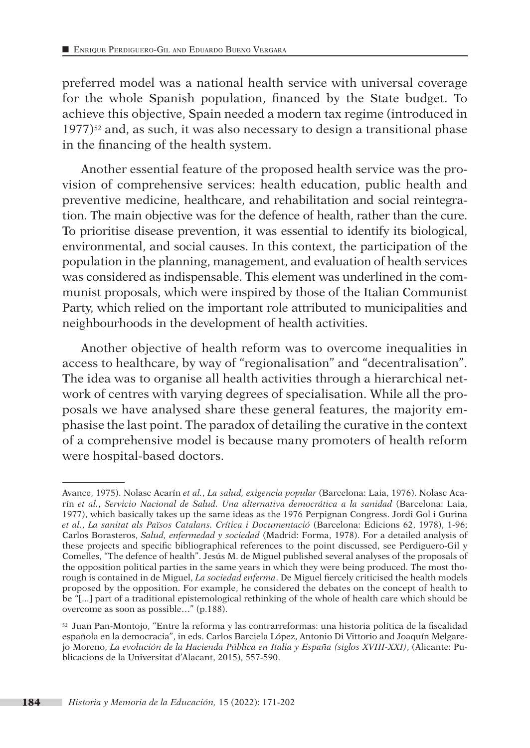preferred model was a national health service with universal coverage for the whole Spanish population, financed by the State budget. To achieve this objective, Spain needed a modern tax regime (introduced in 1977)[52] and, as such, it was also necessary to design a transitional phase in the financing of the health system.

Another essential feature of the proposed health service was the provision of comprehensive services: health education, public health and preventive medicine, healthcare, and rehabilitation and social reintegration. The main objective was for the defence of health, rather than the cure. To prioritise disease prevention, it was essential to identify its biological, environmental, and social causes. In this context, the participation of the population in the planning, management, and evaluation of health services was considered as indispensable. This element was underlined in the communist proposals, which were inspired by those of the Italian Communist Party, which relied on the important role attributed to municipalities and neighbourhoods in the development of health activities.

Another objective of health reform was to overcome inequalities in access to healthcare, by way of "regionalisation" and "decentralisation". The idea was to organise all health activities through a hierarchical network of centres with varying degrees of specialisation. While all the proposals we have analysed share these general features, the majority emphasise the last point. The paradox of detailing the curative in the context of a comprehensive model is because many promoters of health reform were hospital-based doctors.

---

Avance, 1975). Nolasc Acarín *et al.*, *La salud, exigencia popular* (Barcelona: Laia, 1976). Nolasc Acarín *et al.*, *Servicio Nacional de Salud. Una alternativa democrática a la sanidad* (Barcelona: Laia, 1977), which basically takes up the same ideas as the 1976 Perpignan Congress. Jordi Gol i Gurina *et al.*, *La sanitat als Països Catalans. Crítica i Documentació* (Barcelona: Edicions 62, 1978), 1-96; Carlos Borasteros, *Salud, enfermedad y sociedad* (Madrid: Forma, 1978). For a detailed analysis of these projects and specific bibliographical references to the point discussed, see Perdiguero-Gil y Comelles, "The defence of health". Jesús M. de Miguel published several analyses of the proposals of the opposition political parties in the same years in which they were being produced. The most thorough is contained in de Miguel, *La sociedad enferma*. De Miguel fiercely criticised the health models proposed by the opposition. For example, he considered the debates on the concept of health to be "[...] part of a traditional epistemological rethinking of the whole of health care which should be overcome as soon as possible…" (p.188).

[52] Juan Pan-Montojo, "Entre la reforma y las contrarreformas: una historia política de la fiscalidad española en la democracia", in eds. Carlos Barciela López, Antonio Di Vittorio and Joaquín Melgarejo Moreno, *La evolución de la Hacienda Pública en Italia y España (siglos XVIII-XXI)*, (Alicante: Publicacions de la Universitat d'Alacant, 2015), 557-590.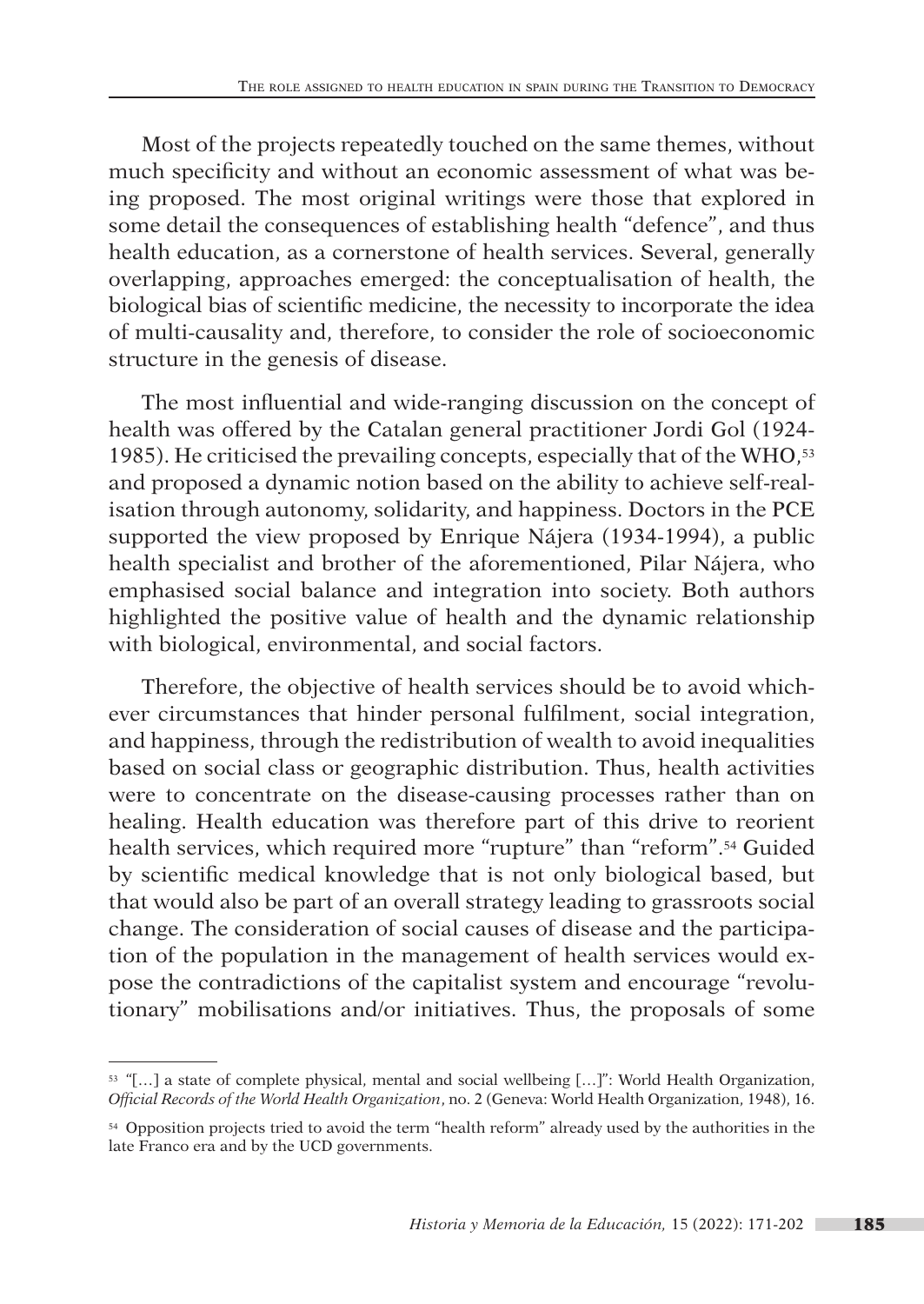Most of the projects repeatedly touched on the same themes, without much specificity and without an economic assessment of what was being proposed. The most original writings were those that explored in some detail the consequences of establishing health "defence", and thus health education, as a cornerstone of health services. Several, generally overlapping, approaches emerged: the conceptualisation of health, the biological bias of scientific medicine, the necessity to incorporate the idea of multi-causality and, therefore, to consider the role of socioeconomic structure in the genesis of disease.

The most influential and wide-ranging discussion on the concept of health was offered by the Catalan general practitioner Jordi Gol (1924-1985). He criticised the prevailing concepts, especially that of the WHO,[53] and proposed a dynamic notion based on the ability to achieve self-realisation through autonomy, solidarity, and happiness. Doctors in the PCE supported the view proposed by Enrique Nájera (1934-1994), a public health specialist and brother of the aforementioned, Pilar Nájera, who emphasised social balance and integration into society. Both authors highlighted the positive value of health and the dynamic relationship with biological, environmental, and social factors.

Therefore, the objective of health services should be to avoid whichever circumstances that hinder personal fulfilment, social integration, and happiness, through the redistribution of wealth to avoid inequalities based on social class or geographic distribution. Thus, health activities were to concentrate on the disease-causing processes rather than on healing. Health education was therefore part of this drive to reorient health services, which required more "rupture" than "reform".[54] Guided by scientific medical knowledge that is not only biological based, but that would also be part of an overall strategy leading to grassroots social change. The consideration of social causes of disease and the participation of the population in the management of health services would expose the contradictions of the capitalist system and encourage "revolutionary" mobilisations and/or initiatives. Thus, the proposals of some

---

[53] "[…] a state of complete physical, mental and social wellbeing […]": World Health Organization, *Official Records of the World Health Organization*, no. 2 (Geneva: World Health Organization, 1948), 16.

[54] Opposition projects tried to avoid the term "health reform" already used by the authorities in the late Franco era and by the UCD governments.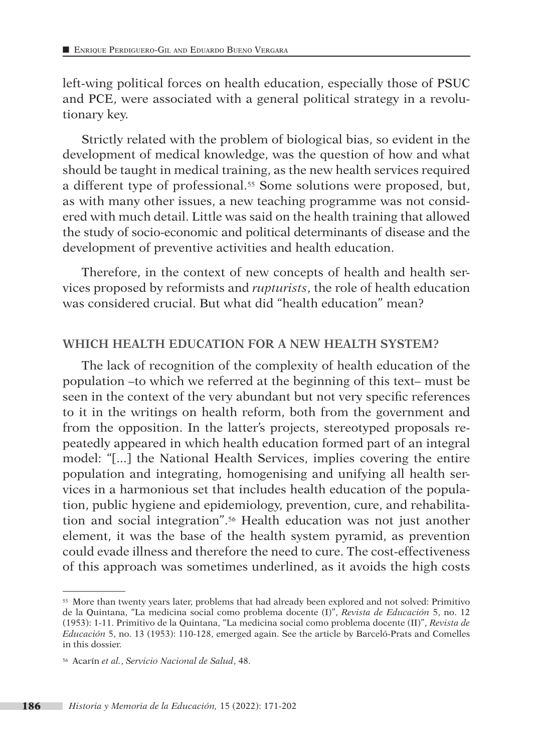left-wing political forces on health education, especially those of PSUC and PCE, were associated with a general political strategy in a revolutionary key.

Strictly related with the problem of biological bias, so evident in the development of medical knowledge, was the question of how and what should be taught in medical training, as the new health services required a different type of professional.[55] Some solutions were proposed, but, as with many other issues, a new teaching programme was not considered with much detail. Little was said on the health training that allowed the study of socio-economic and political determinants of disease and the development of preventive activities and health education.

Therefore, in the context of new concepts of health and health services proposed by reformists and *rupturists*, the role of health education was considered crucial. But what did "health education" mean?

## WHICH HEALTH EDUCATION FOR A NEW HEALTH SYSTEM?

The lack of recognition of the complexity of health education of the population –to which we referred at the beginning of this text– must be seen in the context of the very abundant but not very specific references to it in the writings on health reform, both from the government and from the opposition. In the latter's projects, stereotyped proposals repeatedly appeared in which health education formed part of an integral model: "[...] the National Health Services, implies covering the entire population and integrating, homogenising and unifying all health services in a harmonious set that includes health education of the population, public hygiene and epidemiology, prevention, cure, and rehabilitation and social integration".[56] Health education was not just another element, it was the base of the health system pyramid, as prevention could evade illness and therefore the need to cure. The cost-effectiveness of this approach was sometimes underlined, as it avoids the high costs

---

[55] More than twenty years later, problems that had already been explored and not solved: Primitivo de la Quintana, "La medicina social como problema docente (I)", *Revista de Educación* 5, no. 12 (1953): 1-11. Primitivo de la Quintana, "La medicina social como problema docente (II)", *Revista de Educación* 5, no. 13 (1953): 110-128, emerged again. See the article by Barceló-Prats and Comelles in this dossier.

[56] Acarín *et al.*, *Servicio Nacional de Salud*, 48.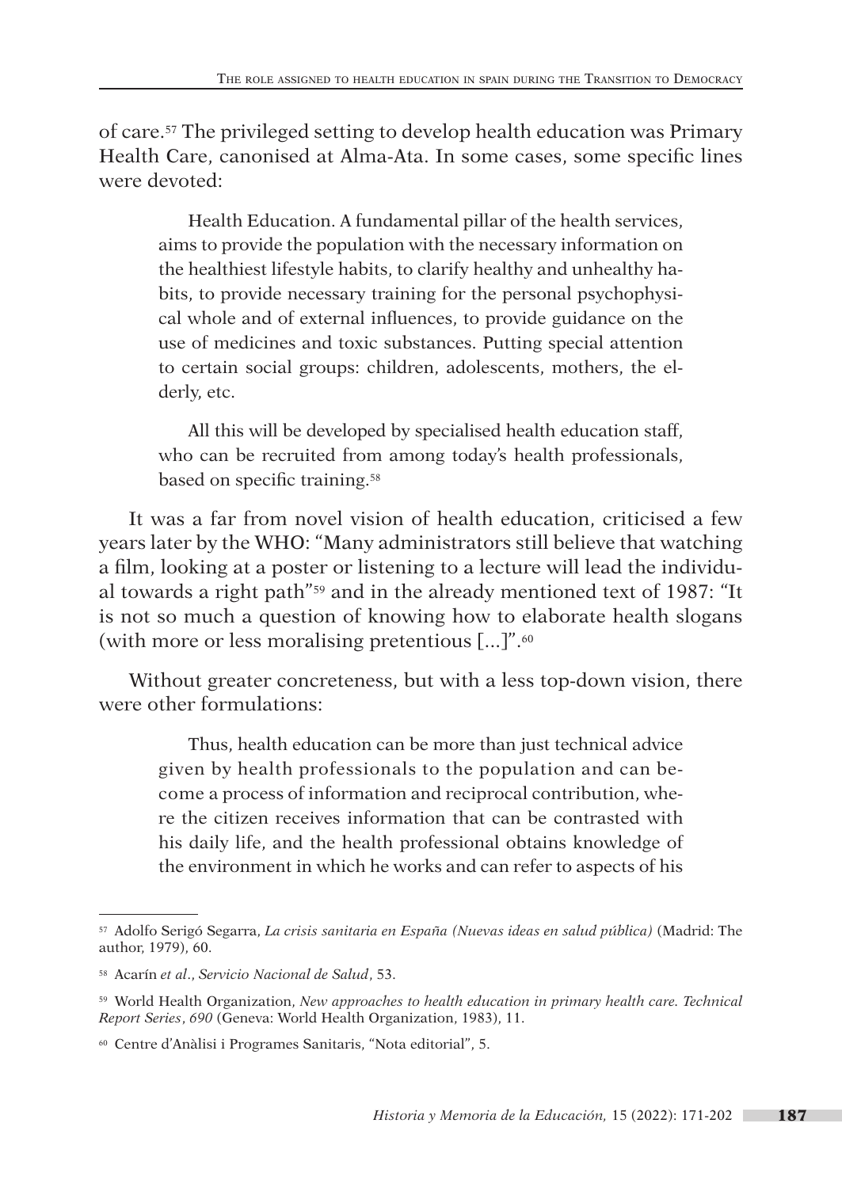of care.[57] The privileged setting to develop health education was Primary Health Care, canonised at Alma-Ata. In some cases, some specific lines were devoted:

> Health Education. A fundamental pillar of the health services, aims to provide the population with the necessary information on the healthiest lifestyle habits, to clarify healthy and unhealthy habits, to provide necessary training for the personal psychophysical whole and of external influences, to provide guidance on the use of medicines and toxic substances. Putting special attention to certain social groups: children, adolescents, mothers, the elderly, etc.
>
> All this will be developed by specialised health education staff, who can be recruited from among today's health professionals, based on specific training.[58]

It was a far from novel vision of health education, criticised a few years later by the WHO: "Many administrators still believe that watching a film, looking at a poster or listening to a lecture will lead the individual towards a right path"[59] and in the already mentioned text of 1987: "It is not so much a question of knowing how to elaborate health slogans (with more or less moralising pretentious [...]".[60]

Without greater concreteness, but with a less top-down vision, there were other formulations:

> Thus, health education can be more than just technical advice given by health professionals to the population and can become a process of information and reciprocal contribution, where the citizen receives information that can be contrasted with his daily life, and the health professional obtains knowledge of the environment in which he works and can refer to aspects of his

---

[57] Adolfo Serigó Segarra, *La crisis sanitaria en España (Nuevas ideas en salud pública)* (Madrid: The author, 1979), 60.

[58] Acarín *et al*., *Servicio Nacional de Salud*, 53.

[59] World Health Organization, *New approaches to health education in primary health care. Technical Report Series*, *690* (Geneva: World Health Organization, 1983), 11.

[60] Centre d'Anàlisi i Programes Sanitaris, "Nota editorial", 5.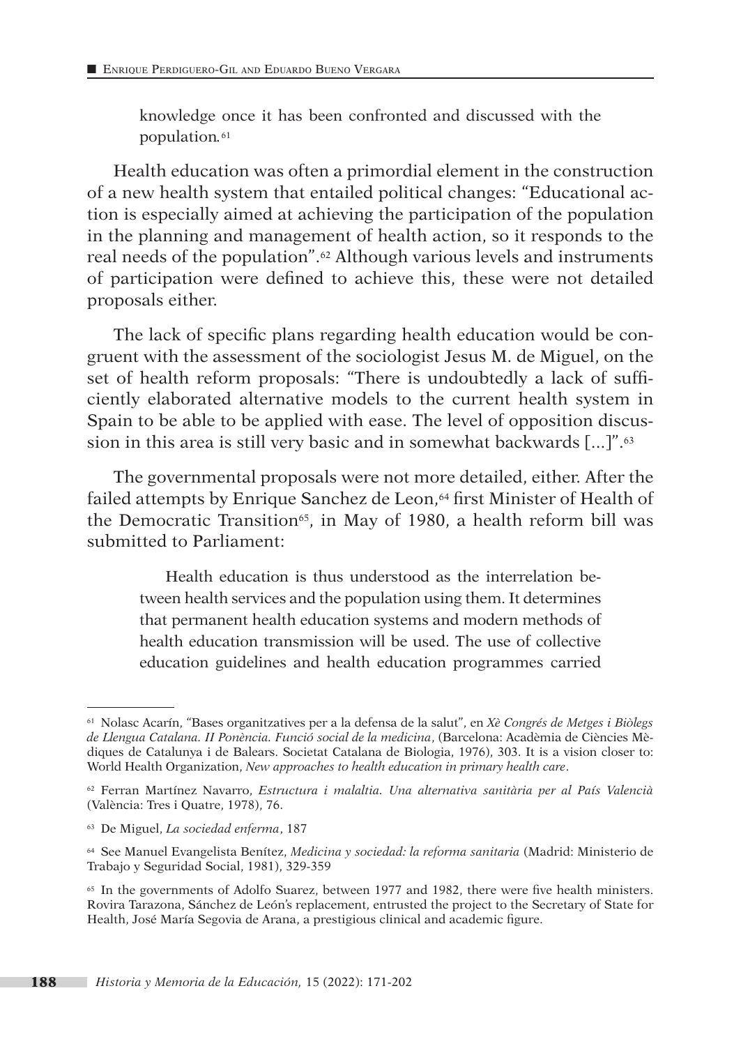> knowledge once it has been confronted and discussed with the population.[61]

Health education was often a primordial element in the construction of a new health system that entailed political changes: "Educational action is especially aimed at achieving the participation of the population in the planning and management of health action, so it responds to the real needs of the population".[62] Although various levels and instruments of participation were defined to achieve this, these were not detailed proposals either.

The lack of specific plans regarding health education would be congruent with the assessment of the sociologist Jesus M. de Miguel, on the set of health reform proposals: "There is undoubtedly a lack of sufficiently elaborated alternative models to the current health system in Spain to be able to be applied with ease. The level of opposition discussion in this area is still very basic and in somewhat backwards [...]".[63]

The governmental proposals were not more detailed, either. After the failed attempts by Enrique Sanchez de Leon,[64] first Minister of Health of the Democratic Transition[65], in May of 1980, a health reform bill was submitted to Parliament:

> Health education is thus understood as the interrelation between health services and the population using them. It determines that permanent health education systems and modern methods of health education transmission will be used. The use of collective education guidelines and health education programmes carried

---

[61] Nolasc Acarín, "Bases organitzatives per a la defensa de la salut", en *Xè Congrés de Metges i Biòlegs de Llengua Catalana. II Ponència. Funció social de la medicina*, (Barcelona: Acadèmia de Ciències Mèdiques de Catalunya i de Balears. Societat Catalana de Biologia, 1976), 303. It is a vision closer to: World Health Organization, *New approaches to health education in primary health care*.

[62] Ferran Martínez Navarro, *Estructura i malaltia. Una alternativa sanitària per al País Valencià* (València: Tres i Quatre, 1978), 76.

[63] De Miguel, *La sociedad enferma*, 187

[64] See Manuel Evangelista Benítez, *Medicina y sociedad: la reforma sanitaria* (Madrid: Ministerio de Trabajo y Seguridad Social, 1981), 329-359

[65] In the governments of Adolfo Suarez, between 1977 and 1982, there were five health ministers. Rovira Tarazona, Sánchez de León's replacement, entrusted the project to the Secretary of State for Health, José María Segovia de Arana, a prestigious clinical and academic figure.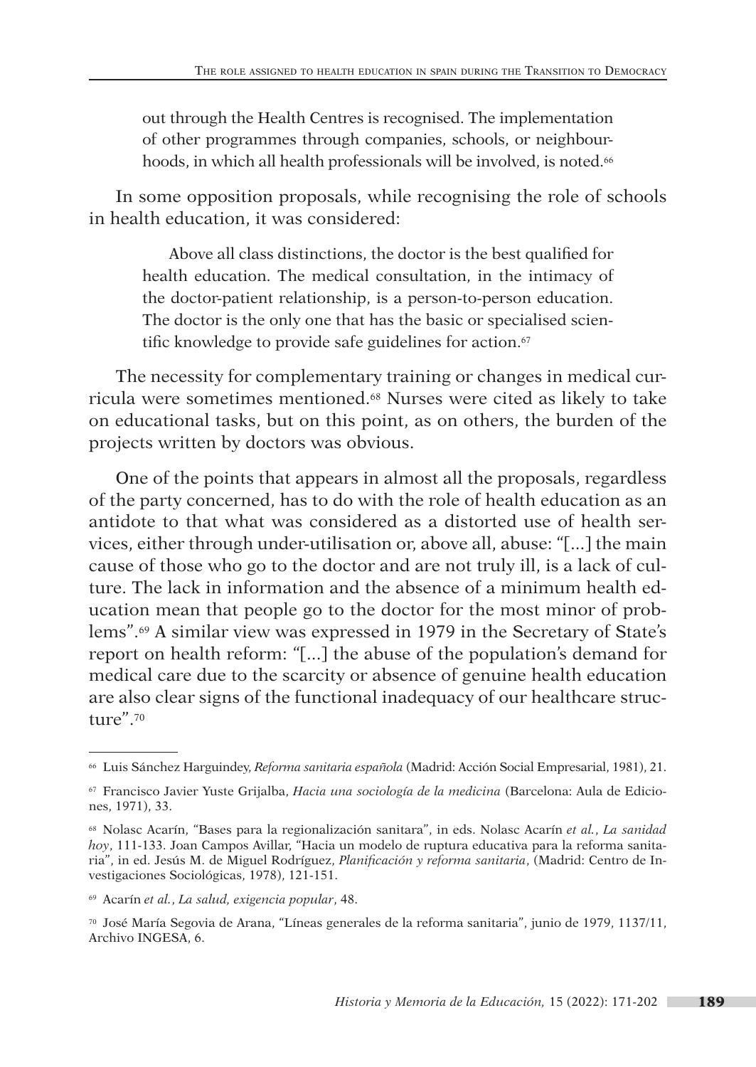out through the Health Centres is recognised. The implementation of other programmes through companies, schools, or neighbourhoods, in which all health professionals will be involved, is noted.[66]

In some opposition proposals, while recognising the role of schools in health education, it was considered:

> Above all class distinctions, the doctor is the best qualified for health education. The medical consultation, in the intimacy of the doctor-patient relationship, is a person-to-person education. The doctor is the only one that has the basic or specialised scientific knowledge to provide safe guidelines for action.[67]

The necessity for complementary training or changes in medical curricula were sometimes mentioned.[68] Nurses were cited as likely to take on educational tasks, but on this point, as on others, the burden of the projects written by doctors was obvious.

One of the points that appears in almost all the proposals, regardless of the party concerned, has to do with the role of health education as an antidote to that what was considered as a distorted use of health services, either through under-utilisation or, above all, abuse: "[...] the main cause of those who go to the doctor and are not truly ill, is a lack of culture. The lack in information and the absence of a minimum health education mean that people go to the doctor for the most minor of problems".[69] A similar view was expressed in 1979 in the Secretary of State's report on health reform: "[...] the abuse of the population's demand for medical care due to the scarcity or absence of genuine health education are also clear signs of the functional inadequacy of our healthcare structure".[70]

---

[66] Luis Sánchez Harguindey, *Reforma sanitaria española* (Madrid: Acción Social Empresarial, 1981), 21.

[67] Francisco Javier Yuste Grijalba, *Hacia una sociología de la medicina* (Barcelona: Aula de Ediciones, 1971), 33.

[68] Nolasc Acarín, "Bases para la regionalización sanitara", in eds. Nolasc Acarín *et al.*, *La sanidad hoy*, 111-133. Joan Campos Avillar, "Hacia un modelo de ruptura educativa para la reforma sanitaria", in ed. Jesús M. de Miguel Rodríguez, *Planificación y reforma sanitaria*, (Madrid: Centro de Investigaciones Sociológicas, 1978), 121-151.

[69] Acarín *et al.*, *La salud, exigencia popular*, 48.

[70] José María Segovia de Arana, "Líneas generales de la reforma sanitaria", junio de 1979, 1137/11, Archivo INGESA, 6.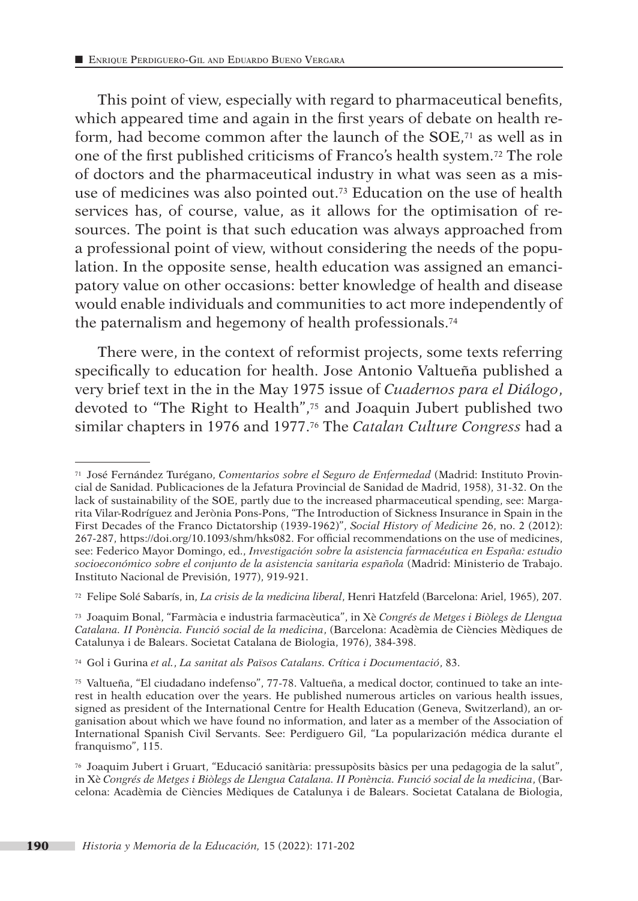This point of view, especially with regard to pharmaceutical benefits, which appeared time and again in the first years of debate on health reform, had become common after the launch of the SOE,[71] as well as in one of the first published criticisms of Franco's health system.[72] The role of doctors and the pharmaceutical industry in what was seen as a misuse of medicines was also pointed out.[73] Education on the use of health services has, of course, value, as it allows for the optimisation of resources. The point is that such education was always approached from a professional point of view, without considering the needs of the population. In the opposite sense, health education was assigned an emancipatory value on other occasions: better knowledge of health and disease would enable individuals and communities to act more independently of the paternalism and hegemony of health professionals.[74]

There were, in the context of reformist projects, some texts referring specifically to education for health. Jose Antonio Valtueña published a very brief text in the in the May 1975 issue of *Cuadernos para el Diálogo*, devoted to "The Right to Health",[75] and Joaquin Jubert published two similar chapters in 1976 and 1977.[76] The *Catalan Culture Congress* had a

---

[71] José Fernández Turégano, *Comentarios sobre el Seguro de Enfermedad* (Madrid: Instituto Provincial de Sanidad. Publicaciones de la Jefatura Provincial de Sanidad de Madrid, 1958), 31-32. On the lack of sustainability of the SOE, partly due to the increased pharmaceutical spending, see: Margarita Vilar-Rodríguez and Jerònia Pons-Pons, "The Introduction of Sickness Insurance in Spain in the First Decades of the Franco Dictatorship (1939-1962)", *Social History of Medicine* 26, no. 2 (2012): 267-287, https://doi.org/10.1093/shm/hks082. For official recommendations on the use of medicines, see: Federico Mayor Domingo, ed., *Investigación sobre la asistencia farmacéutica en España: estudio socioeconómico sobre el conjunto de la asistencia sanitaria española* (Madrid: Ministerio de Trabajo. Instituto Nacional de Previsión, 1977), 919-921.

[72] Felipe Solé Sabarís, in, *La crisis de la medicina liberal*, Henri Hatzfeld (Barcelona: Ariel, 1965), 207.

[73] Joaquim Bonal, "Farmàcia e industria farmacèutica", in Xè *Congrés de Metges i Biòlegs de Llengua Catalana. II Ponència. Funció social de la medicina*, (Barcelona: Acadèmia de Ciències Mèdiques de Catalunya i de Balears. Societat Catalana de Biologia, 1976), 384-398.

[74] Gol i Gurina *et al.*, *La sanitat als Països Catalans. Crítica i Documentació*, 83.

[75] Valtueña, "El ciudadano indefenso", 77-78. Valtueña, a medical doctor, continued to take an interest in health education over the years. He published numerous articles on various health issues, signed as president of the International Centre for Health Education (Geneva, Switzerland), an organisation about which we have found no information, and later as a member of the Association of International Spanish Civil Servants. See: Perdiguero Gil, "La popularización médica durante el franquismo", 115.

[76] Joaquim Jubert i Gruart, "Educació sanitària: pressupòsits bàsics per una pedagogia de la salut", in Xè *Congrés de Metges i Biòlegs de Llengua Catalana. II Ponència. Funció social de la medicina*, (Barcelona: Acadèmia de Ciències Mèdiques de Catalunya i de Balears. Societat Catalana de Biologia,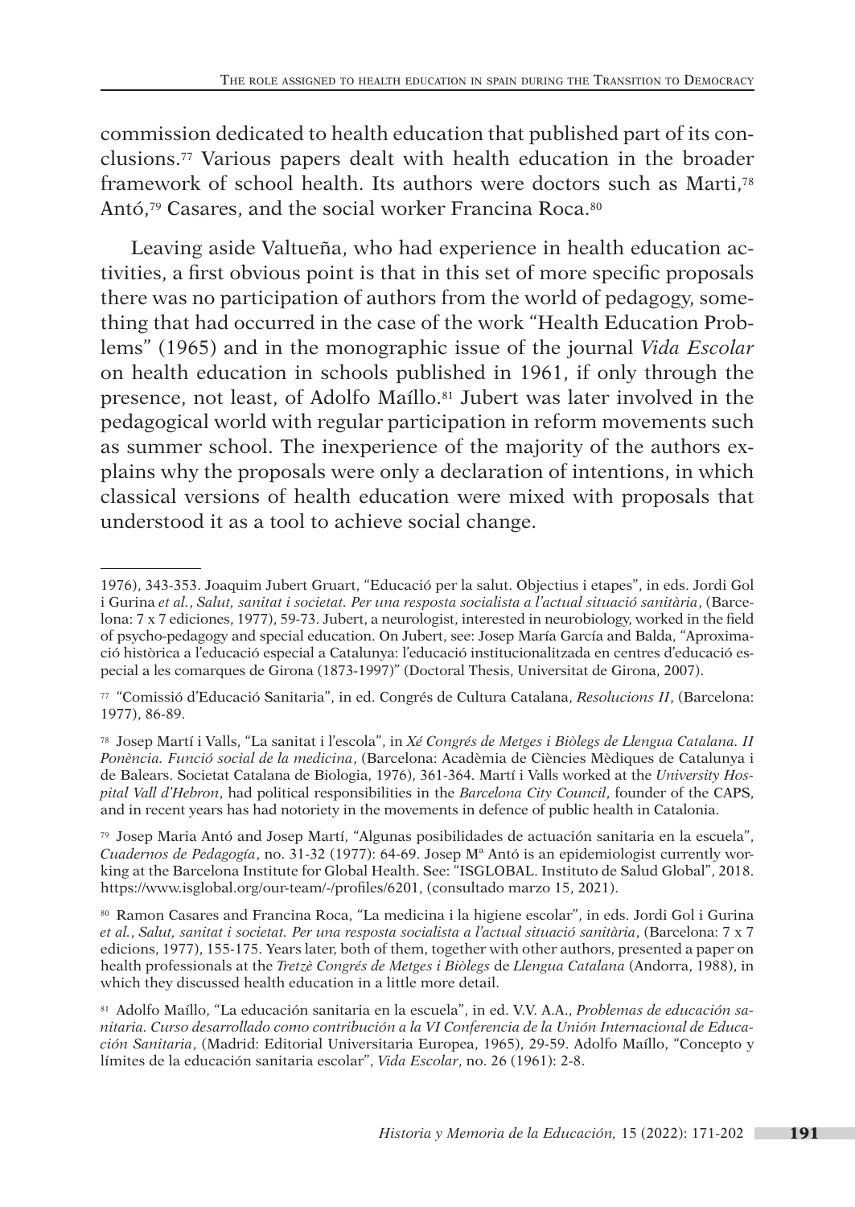commission dedicated to health education that published part of its conclusions.[77] Various papers dealt with health education in the broader framework of school health. Its authors were doctors such as Marti,[78] Antó,[79] Casares, and the social worker Francina Roca.[80]

Leaving aside Valtueña, who had experience in health education activities, a first obvious point is that in this set of more specific proposals there was no participation of authors from the world of pedagogy, something that had occurred in the case of the work "Health Education Problems" (1965) and in the monographic issue of the journal *Vida Escolar* on health education in schools published in 1961, if only through the presence, not least, of Adolfo Maíllo.[81] Jubert was later involved in the pedagogical world with regular participation in reform movements such as summer school. The inexperience of the majority of the authors explains why the proposals were only a declaration of intentions, in which classical versions of health education were mixed with proposals that understood it as a tool to achieve social change.

---

1976), 343-353. Joaquim Jubert Gruart, "Educació per la salut. Objectius i etapes", in eds. Jordi Gol i Gurina *et al.*, *Salut, sanitat i societat. Per una resposta socialista a l'actual situació sanitària*, (Barcelona: 7 x 7 ediciones, 1977), 59-73. Jubert, a neurologist, interested in neurobiology, worked in the field of psycho-pedagogy and special education. On Jubert, see: Josep María García and Balda, "Aproximació històrica a l'educació especial a Catalunya: l'educació institucionalitzada en centres d'educació especial a les comarques de Girona (1873-1997)" (Doctoral Thesis, Universitat de Girona, 2007).

[77] "Comissió d'Educació Sanitaria", in ed. Congrés de Cultura Catalana, *Resolucions II*, (Barcelona: 1977), 86-89.

[78] Josep Martí i Valls, "La sanitat i l'escola", in *Xé Congrés de Metges i Biòlegs de Llengua Catalana. II Ponència. Funció social de la medicina*, (Barcelona: Acadèmia de Ciències Mèdiques de Catalunya i de Balears. Societat Catalana de Biologia, 1976), 361-364. Martí i Valls worked at the *University Hospital Vall d'Hebron*, had political responsibilities in the *Barcelona City Council*, founder of the CAPS, and in recent years has had notoriety in the movements in defence of public health in Catalonia.

[79] Josep Maria Antó and Josep Martí, "Algunas posibilidades de actuación sanitaria en la escuela", *Cuadernos de Pedagogía*, no. 31-32 (1977): 64-69. Josep Mª Antó is an epidemiologist currently working at the Barcelona Institute for Global Health. See: "ISGLOBAL. Instituto de Salud Global", 2018. https://www.isglobal.org/our-team/-/profiles/6201, (consultado marzo 15, 2021).

[80] Ramon Casares and Francina Roca, "La medicina i la higiene escolar", in eds. Jordi Gol i Gurina *et al.*, *Salut, sanitat i societat. Per una resposta socialista a l'actual situació sanitària*, (Barcelona: 7 x 7 edicions, 1977), 155-175. Years later, both of them, together with other authors, presented a paper on health professionals at the *Tretzè Congrés de Metges i Biòlegs* de *Llengua Catalana* (Andorra, 1988), in which they discussed health education in a little more detail.

[81] Adolfo Maíllo, "La educación sanitaria en la escuela", in ed. V.V. A.A., *Problemas de educación sanitaria. Curso desarrollado como contribución a la VI Conferencia de la Unión Internacional de Educación Sanitaria*, (Madrid: Editorial Universitaria Europea, 1965), 29-59. Adolfo Maíllo, "Concepto y límites de la educación sanitaria escolar", *Vida Escolar*, no. 26 (1961): 2-8.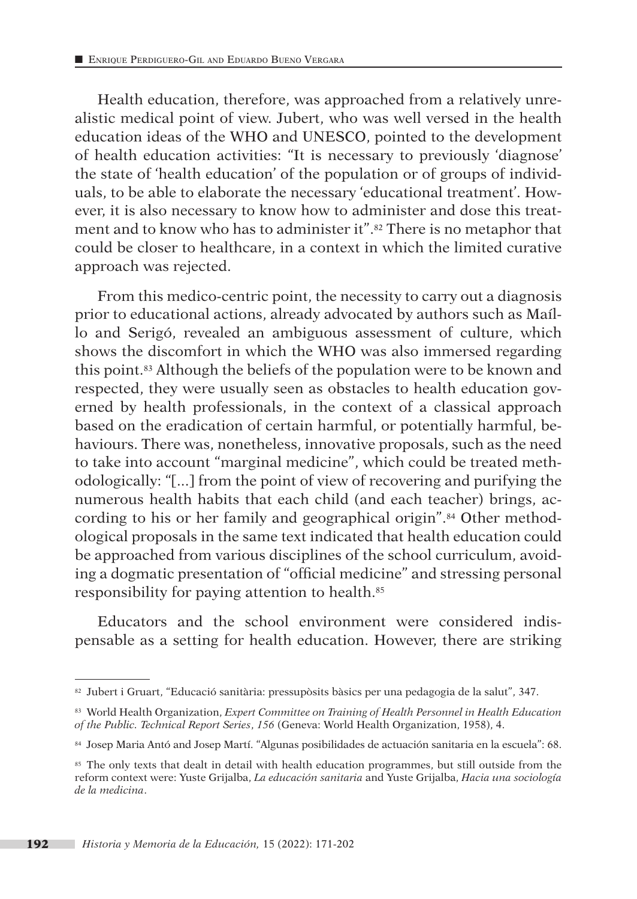Health education, therefore, was approached from a relatively unrealistic medical point of view. Jubert, who was well versed in the health education ideas of the WHO and UNESCO, pointed to the development of health education activities: "It is necessary to previously 'diagnose' the state of 'health education' of the population or of groups of individuals, to be able to elaborate the necessary 'educational treatment'. However, it is also necessary to know how to administer and dose this treatment and to know who has to administer it".[82] There is no metaphor that could be closer to healthcare, in a context in which the limited curative approach was rejected.

From this medico-centric point, the necessity to carry out a diagnosis prior to educational actions, already advocated by authors such as Maíllo and Serigó, revealed an ambiguous assessment of culture, which shows the discomfort in which the WHO was also immersed regarding this point.[83] Although the beliefs of the population were to be known and respected, they were usually seen as obstacles to health education governed by health professionals, in the context of a classical approach based on the eradication of certain harmful, or potentially harmful, behaviours. There was, nonetheless, innovative proposals, such as the need to take into account "marginal medicine", which could be treated methodologically: "[...] from the point of view of recovering and purifying the numerous health habits that each child (and each teacher) brings, according to his or her family and geographical origin".[84] Other methodological proposals in the same text indicated that health education could be approached from various disciplines of the school curriculum, avoiding a dogmatic presentation of "official medicine" and stressing personal responsibility for paying attention to health.[85]

Educators and the school environment were considered indispensable as a setting for health education. However, there are striking

---

[82] Jubert i Gruart, "Educació sanitària: pressupòsits bàsics per una pedagogia de la salut", 347.

[83] World Health Organization, *Expert Committee on Training of Health Personnel in Health Education of the Public. Technical Report Series, 156* (Geneva: World Health Organization, 1958), 4.

[84] Josep Maria Antó and Josep Martí. "Algunas posibilidades de actuación sanitaria en la escuela": 68.

[85] The only texts that dealt in detail with health education programmes, but still outside from the reform context were: Yuste Grijalba, *La educación sanitaria* and Yuste Grijalba, *Hacia una sociología de la medicina*.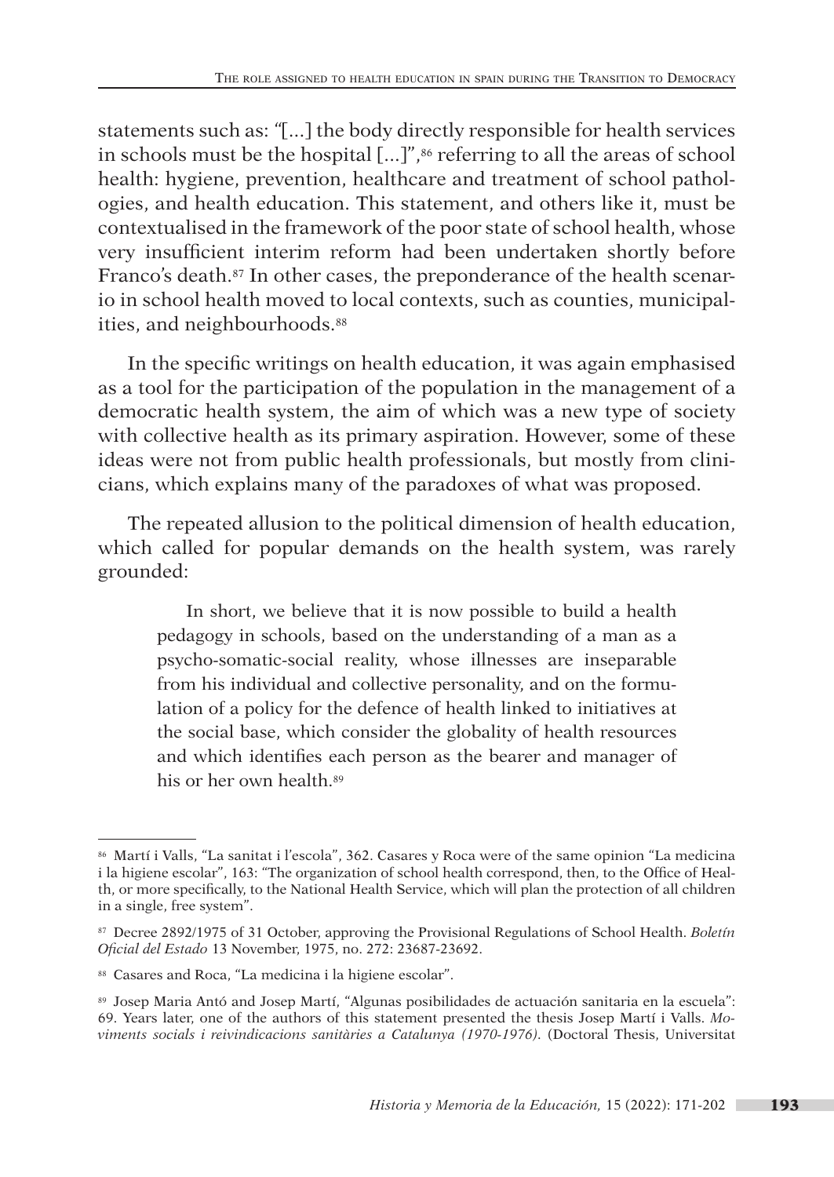statements such as: "[...] the body directly responsible for health services in schools must be the hospital [...]",[86] referring to all the areas of school health: hygiene, prevention, healthcare and treatment of school pathologies, and health education. This statement, and others like it, must be contextualised in the framework of the poor state of school health, whose very insufficient interim reform had been undertaken shortly before Franco's death.[87] In other cases, the preponderance of the health scenario in school health moved to local contexts, such as counties, municipalities, and neighbourhoods.[88]

In the specific writings on health education, it was again emphasised as a tool for the participation of the population in the management of a democratic health system, the aim of which was a new type of society with collective health as its primary aspiration. However, some of these ideas were not from public health professionals, but mostly from clinicians, which explains many of the paradoxes of what was proposed.

The repeated allusion to the political dimension of health education, which called for popular demands on the health system, was rarely grounded:

> In short, we believe that it is now possible to build a health pedagogy in schools, based on the understanding of a man as a psycho-somatic-social reality, whose illnesses are inseparable from his individual and collective personality, and on the formulation of a policy for the defence of health linked to initiatives at the social base, which consider the globality of health resources and which identifies each person as the bearer and manager of his or her own health.[89]

---

[86] Martí i Valls, "La sanitat i l'escola", 362. Casares y Roca were of the same opinion "La medicina i la higiene escolar", 163: "The organization of school health correspond, then, to the Office of Health, or more specifically, to the National Health Service, which will plan the protection of all children in a single, free system".

[87] Decree 2892/1975 of 31 October, approving the Provisional Regulations of School Health. *Boletín Oficial del Estado* 13 November, 1975, no. 272: 23687-23692.

[88] Casares and Roca, "La medicina i la higiene escolar".

[89] Josep Maria Antó and Josep Martí, "Algunas posibilidades de actuación sanitaria en la escuela": 69. Years later, one of the authors of this statement presented the thesis Josep Martí i Valls. *Moviments socials i reivindicacions sanitàries a Catalunya (1970-1976)*. (Doctoral Thesis, Universitat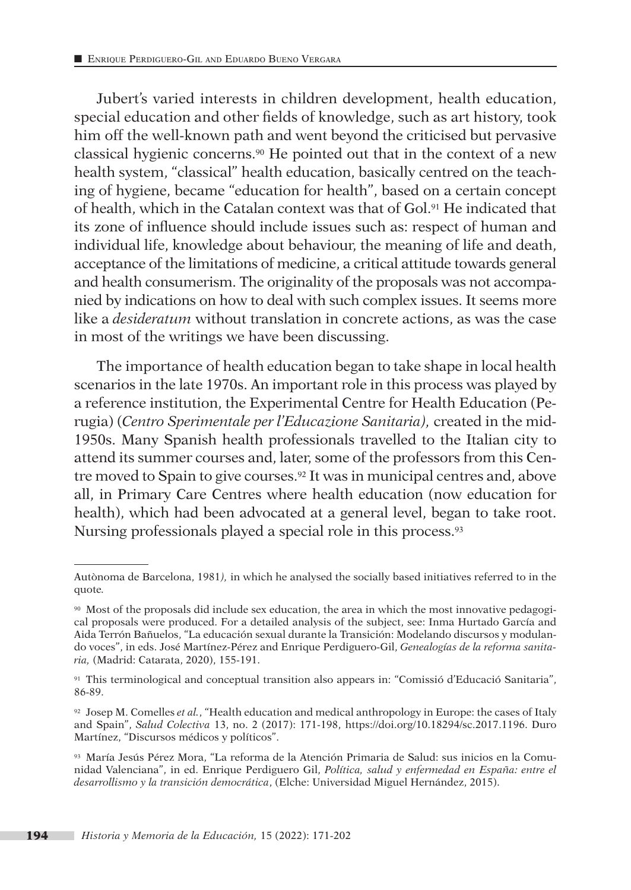Jubert's varied interests in children development, health education, special education and other fields of knowledge, such as art history, took him off the well-known path and went beyond the criticised but pervasive classical hygienic concerns.[90] He pointed out that in the context of a new health system, "classical" health education, basically centred on the teaching of hygiene, became "education for health", based on a certain concept of health, which in the Catalan context was that of Gol.[91] He indicated that its zone of influence should include issues such as: respect of human and individual life, knowledge about behaviour, the meaning of life and death, acceptance of the limitations of medicine, a critical attitude towards general and health consumerism. The originality of the proposals was not accompanied by indications on how to deal with such complex issues. It seems more like a *desideratum* without translation in concrete actions, as was the case in most of the writings we have been discussing.

The importance of health education began to take shape in local health scenarios in the late 1970s. An important role in this process was played by a reference institution, the Experimental Centre for Health Education (Perugia) (*Centro Sperimentale per l'Educazione Sanitaria),* created in the mid-1950s. Many Spanish health professionals travelled to the Italian city to attend its summer courses and, later, some of the professors from this Centre moved to Spain to give courses.[92] It was in municipal centres and, above all, in Primary Care Centres where health education (now education for health), which had been advocated at a general level, began to take root. Nursing professionals played a special role in this process.[93]

---

Autònoma de Barcelona, 1981*),* in which he analysed the socially based initiatives referred to in the quote.

[90] Most of the proposals did include sex education, the area in which the most innovative pedagogical proposals were produced. For a detailed analysis of the subject, see: Inma Hurtado García and Aida Terrón Bañuelos, "La educación sexual durante la Transición: Modelando discursos y modulando voces", in eds. José Martínez-Pérez and Enrique Perdiguero-Gil, *Genealogías de la reforma sanitaria,* (Madrid: Catarata, 2020), 155-191.

[91] This terminological and conceptual transition also appears in: "Comissió d'Educació Sanitaria", 86-89.

[92] Josep M. Comelles *et al.*, "Health education and medical anthropology in Europe: the cases of Italy and Spain", *Salud Colectiva* 13, no. 2 (2017): 171-198, https://doi.org/10.18294/sc.2017.1196. Duro Martínez, "Discursos médicos y políticos".

[93] María Jesús Pérez Mora, "La reforma de la Atención Primaria de Salud: sus inicios en la Comunidad Valenciana", in ed. Enrique Perdiguero Gil, *Política, salud y enfermedad en España: entre el desarrollismo y la transición democrática*, (Elche: Universidad Miguel Hernández, 2015).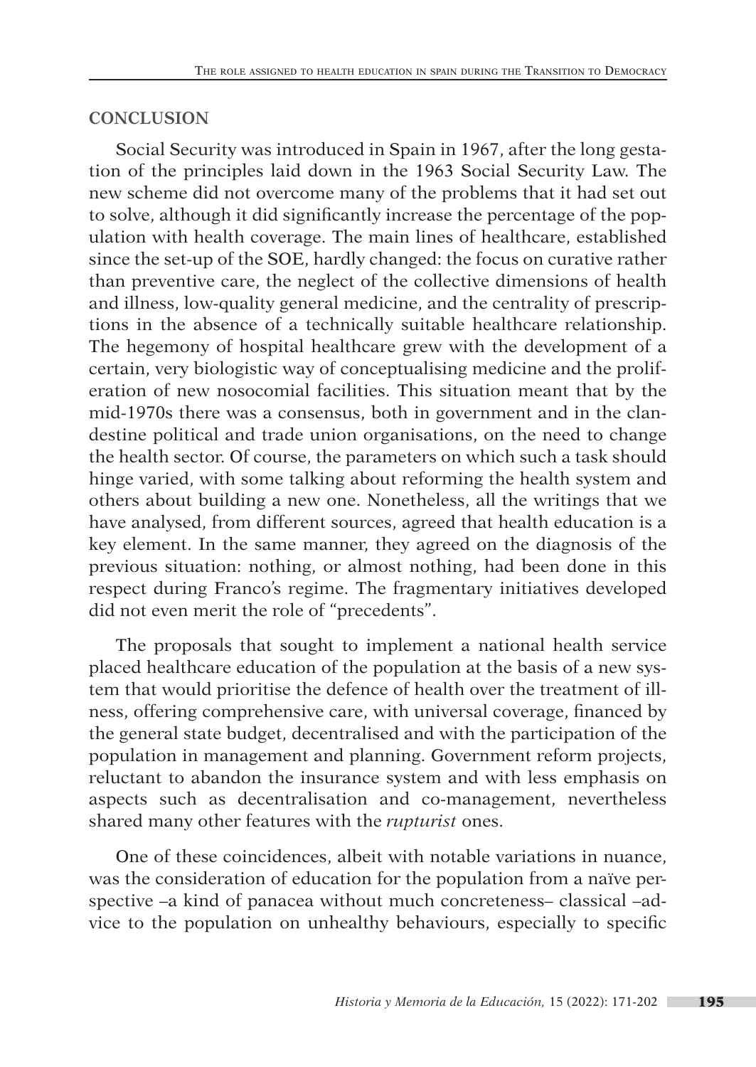## CONCLUSION

Social Security was introduced in Spain in 1967, after the long gestation of the principles laid down in the 1963 Social Security Law. The new scheme did not overcome many of the problems that it had set out to solve, although it did significantly increase the percentage of the population with health coverage. The main lines of healthcare, established since the set-up of the SOE, hardly changed: the focus on curative rather than preventive care, the neglect of the collective dimensions of health and illness, low-quality general medicine, and the centrality of prescriptions in the absence of a technically suitable healthcare relationship. The hegemony of hospital healthcare grew with the development of a certain, very biologistic way of conceptualising medicine and the proliferation of new nosocomial facilities. This situation meant that by the mid-1970s there was a consensus, both in government and in the clandestine political and trade union organisations, on the need to change the health sector. Of course, the parameters on which such a task should hinge varied, with some talking about reforming the health system and others about building a new one. Nonetheless, all the writings that we have analysed, from different sources, agreed that health education is a key element. In the same manner, they agreed on the diagnosis of the previous situation: nothing, or almost nothing, had been done in this respect during Franco's regime. The fragmentary initiatives developed did not even merit the role of "precedents".

The proposals that sought to implement a national health service placed healthcare education of the population at the basis of a new system that would prioritise the defence of health over the treatment of illness, offering comprehensive care, with universal coverage, financed by the general state budget, decentralised and with the participation of the population in management and planning. Government reform projects, reluctant to abandon the insurance system and with less emphasis on aspects such as decentralisation and co-management, nevertheless shared many other features with the *rupturist* ones.

One of these coincidences, albeit with notable variations in nuance, was the consideration of education for the population from a naïve perspective –a kind of panacea without much concreteness– classical –advice to the population on unhealthy behaviours, especially to specific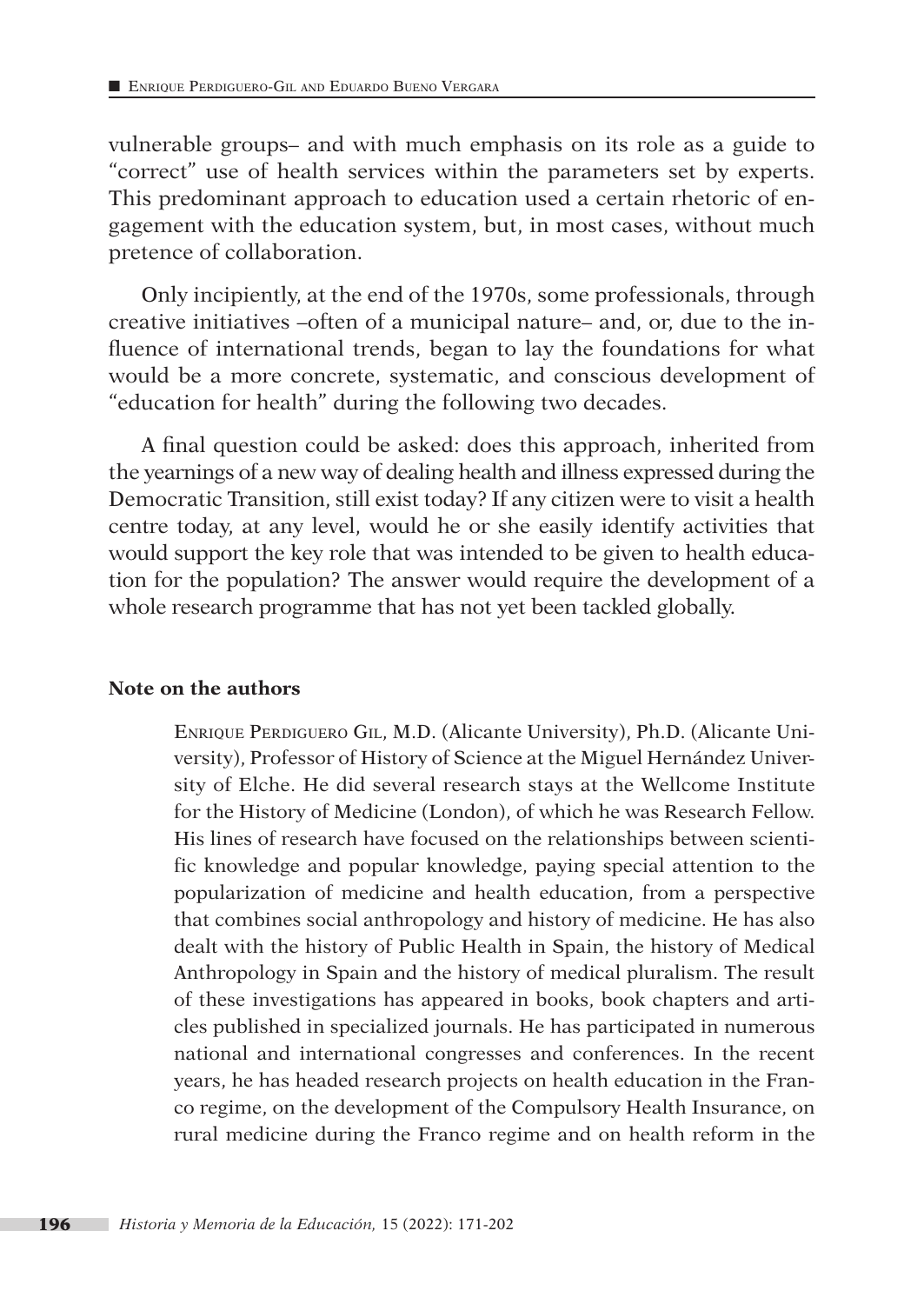vulnerable groups– and with much emphasis on its role as a guide to "correct" use of health services within the parameters set by experts. This predominant approach to education used a certain rhetoric of engagement with the education system, but, in most cases, without much pretence of collaboration.

Only incipiently, at the end of the 1970s, some professionals, through creative initiatives –often of a municipal nature– and, or, due to the influence of international trends, began to lay the foundations for what would be a more concrete, systematic, and conscious development of "education for health" during the following two decades.

A final question could be asked: does this approach, inherited from the yearnings of a new way of dealing health and illness expressed during the Democratic Transition, still exist today? If any citizen were to visit a health centre today, at any level, would he or she easily identify activities that would support the key role that was intended to be given to health education for the population? The answer would require the development of a whole research programme that has not yet been tackled globally.

**Note on the authors**

Enrique Perdiguero Gil, M.D. (Alicante University), Ph.D. (Alicante University), Professor of History of Science at the Miguel Hernández University of Elche. He did several research stays at the Wellcome Institute for the History of Medicine (London), of which he was Research Fellow. His lines of research have focused on the relationships between scientific knowledge and popular knowledge, paying special attention to the popularization of medicine and health education, from a perspective that combines social anthropology and history of medicine. He has also dealt with the history of Public Health in Spain, the history of Medical Anthropology in Spain and the history of medical pluralism. The result of these investigations has appeared in books, book chapters and articles published in specialized journals. He has participated in numerous national and international congresses and conferences. In the recent years, he has headed research projects on health education in the Franco regime, on the development of the Compulsory Health Insurance, on rural medicine during the Franco regime and on health reform in the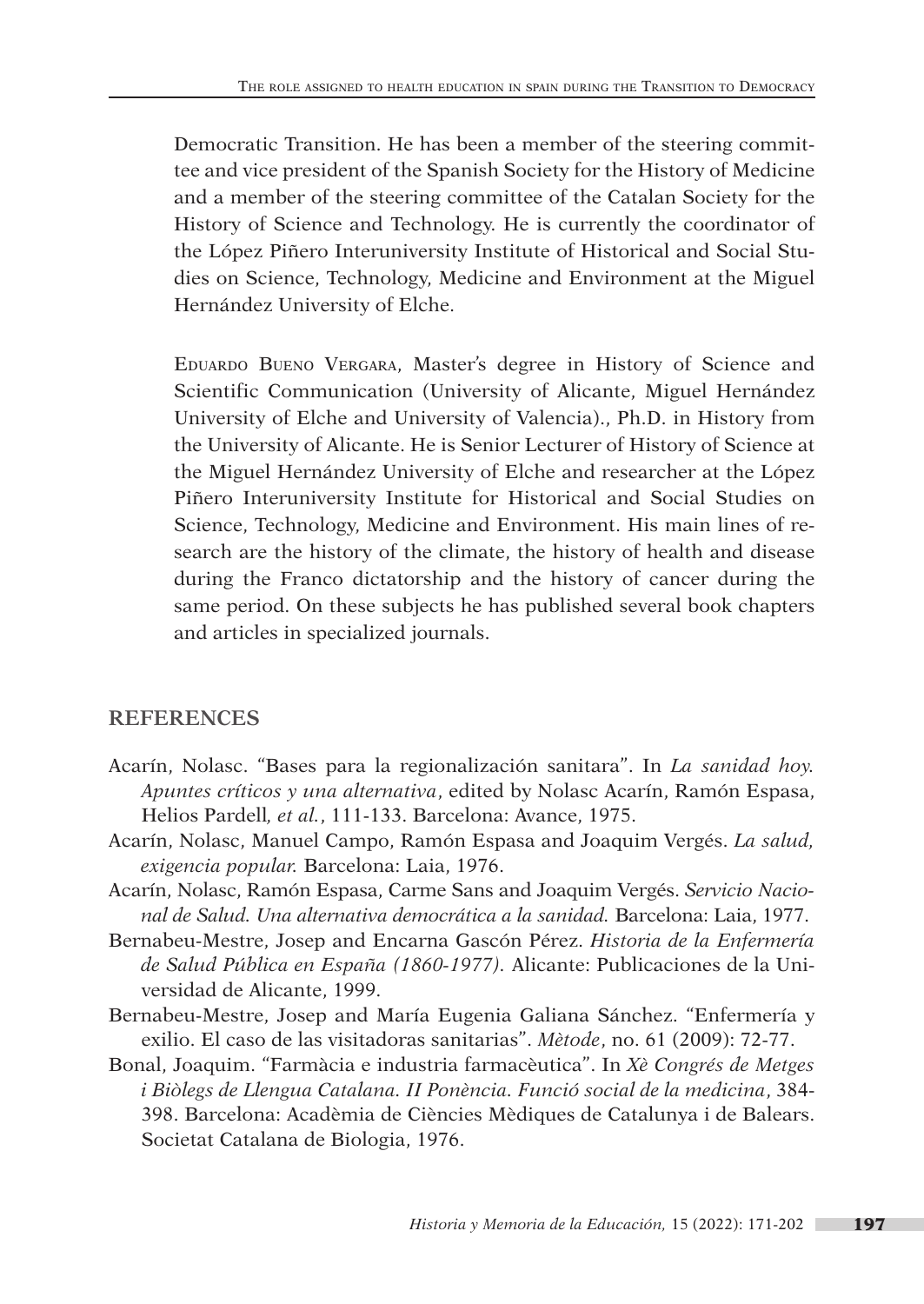Democratic Transition. He has been a member of the steering committee and vice president of the Spanish Society for the History of Medicine and a member of the steering committee of the Catalan Society for the History of Science and Technology. He is currently the coordinator of the López Piñero Interuniversity Institute of Historical and Social Studies on Science, Technology, Medicine and Environment at the Miguel Hernández University of Elche.

Eduardo Bueno Vergara, Master's degree in History of Science and Scientific Communication (University of Alicante, Miguel Hernández University of Elche and University of Valencia)., Ph.D. in History from the University of Alicante. He is Senior Lecturer of History of Science at the Miguel Hernández University of Elche and researcher at the López Piñero Interuniversity Institute for Historical and Social Studies on Science, Technology, Medicine and Environment. His main lines of research are the history of the climate, the history of health and disease during the Franco dictatorship and the history of cancer during the same period. On these subjects he has published several book chapters and articles in specialized journals.

## REFERENCES

Acarín, Nolasc. "Bases para la regionalización sanitara". In *La sanidad hoy. Apuntes críticos y una alternativa*, edited by Nolasc Acarín, Ramón Espasa, Helios Pardell*, et al.*, 111-133. Barcelona: Avance, 1975.

Acarín, Nolasc, Manuel Campo, Ramón Espasa and Joaquim Vergés. *La salud, exigencia popular.* Barcelona: Laia, 1976.

Acarín, Nolasc, Ramón Espasa, Carme Sans and Joaquim Vergés. *Servicio Nacional de Salud. Una alternativa democrática a la sanidad.* Barcelona: Laia, 1977.

Bernabeu-Mestre, Josep and Encarna Gascón Pérez. *Historia de la Enfermería de Salud Pública en España (1860-1977)*. Alicante: Publicaciones de la Universidad de Alicante, 1999.

Bernabeu-Mestre, Josep and María Eugenia Galiana Sánchez. "Enfermería y exilio. El caso de las visitadoras sanitarias". *Mètode*, no. 61 (2009): 72-77.

Bonal, Joaquim. "Farmàcia e industria farmacèutica". In *Xè Congrés de Metges i Biòlegs de Llengua Catalana. II Ponència. Funció social de la medicina*, 384-398. Barcelona: Acadèmia de Ciències Mèdiques de Catalunya i de Balears. Societat Catalana de Biologia, 1976.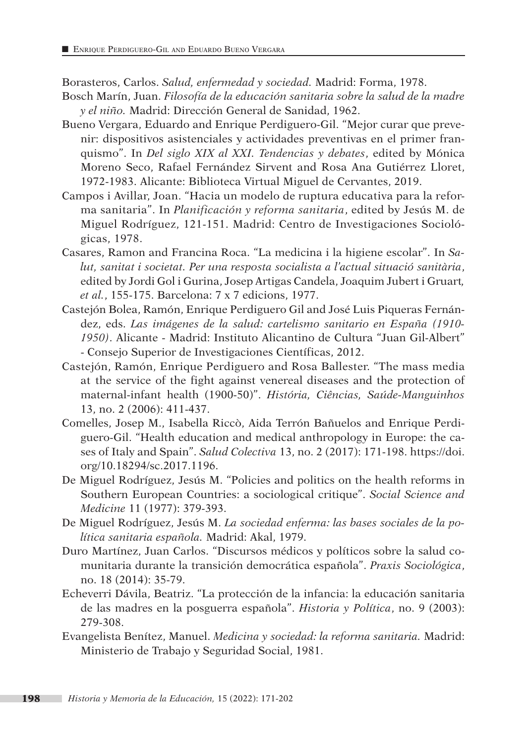Borasteros, Carlos. *Salud, enfermedad y sociedad.* Madrid: Forma, 1978.

Bosch Marín, Juan. *Filosofía de la educación sanitaria sobre la salud de la madre y el niño.* Madrid: Dirección General de Sanidad, 1962.

Bueno Vergara, Eduardo and Enrique Perdiguero-Gil. "Mejor curar que prevenir: dispositivos asistenciales y actividades preventivas en el primer franquismo". In *Del siglo XIX al XXI. Tendencias y debates*, edited by Mónica Moreno Seco, Rafael Fernández Sirvent and Rosa Ana Gutiérrez Lloret, 1972-1983. Alicante: Biblioteca Virtual Miguel de Cervantes, 2019.

Campos i Avillar, Joan. "Hacia un modelo de ruptura educativa para la reforma sanitaria". In *Planificación y reforma sanitaria*, edited by Jesús M. de Miguel Rodríguez, 121-151. Madrid: Centro de Investigaciones Sociológicas, 1978.

Casares, Ramon and Francina Roca. "La medicina i la higiene escolar". In *Salut, sanitat i societat. Per una resposta socialista a l'actual situació sanitària*, edited by Jordi Gol i Gurina, Josep Artigas Candela, Joaquim Jubert i Gruart*, et al.*, 155-175. Barcelona: 7 x 7 edicions, 1977.

Castejón Bolea, Ramón, Enrique Perdiguero Gil and José Luis Piqueras Fernández, eds. *Las imágenes de la salud: cartelismo sanitario en España (1910-1950)*. Alicante - Madrid: Instituto Alicantino de Cultura "Juan Gil-Albert" - Consejo Superior de Investigaciones Científicas, 2012.

Castejón, Ramón, Enrique Perdiguero and Rosa Ballester. "The mass media at the service of the fight against venereal diseases and the protection of maternal-infant health (1900-50)". *História, Ciências, Saúde-Manguinhos* 13, no. 2 (2006): 411-437.

Comelles, Josep M., Isabella Riccò, Aida Terrón Bañuelos and Enrique Perdiguero-Gil. "Health education and medical anthropology in Europe: the cases of Italy and Spain". *Salud Colectiva* 13, no. 2 (2017): 171-198. https://doi.org/10.18294/sc.2017.1196.

De Miguel Rodríguez, Jesús M. "Policies and politics on the health reforms in Southern European Countries: a sociological critique". *Social Science and Medicine* 11 (1977): 379-393.

De Miguel Rodríguez, Jesús M. *La sociedad enferma: las bases sociales de la política sanitaria española.* Madrid: Akal, 1979.

Duro Martínez, Juan Carlos. "Discursos médicos y políticos sobre la salud comunitaria durante la transición democrática española". *Praxis Sociológica*, no. 18 (2014): 35-79.

Echeverri Dávila, Beatriz. "La protección de la infancia: la educación sanitaria de las madres en la posguerra española". *Historia y Política*, no. 9 (2003): 279-308.

Evangelista Benítez, Manuel. *Medicina y sociedad: la reforma sanitaria.* Madrid: Ministerio de Trabajo y Seguridad Social, 1981.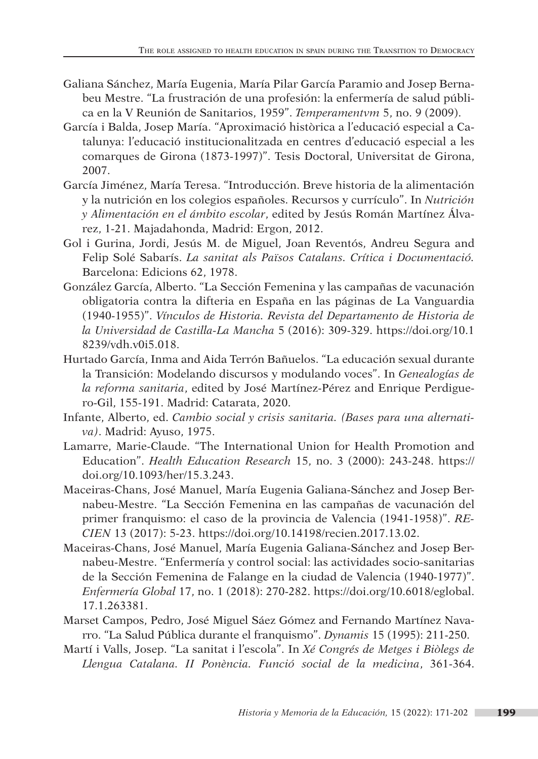Galiana Sánchez, María Eugenia, María Pilar García Paramio and Josep Bernabeu Mestre. "La frustración de una profesión: la enfermería de salud pública en la V Reunión de Sanitarios, 1959". *Temperamentvm* 5, no. 9 (2009).

García i Balda, Josep María. "Aproximació històrica a l'educació especial a Catalunya: l'educació institucionalitzada en centres d'educació especial a les comarques de Girona (1873-1997)". Tesis Doctoral, Universitat de Girona, 2007.

García Jiménez, María Teresa. "Introducción. Breve historia de la alimentación y la nutrición en los colegios españoles. Recursos y currículo". In *Nutrición y Alimentación en el ámbito escolar*, edited by Jesús Román Martínez Álvarez, 1-21. Majadahonda, Madrid: Ergon, 2012.

Gol i Gurina, Jordi, Jesús M. de Miguel, Joan Reventós, Andreu Segura and Felip Solé Sabarís. *La sanitat als Països Catalans. Crítica i Documentació*. Barcelona: Edicions 62, 1978.

González García, Alberto. "La Sección Femenina y las campañas de vacunación obligatoria contra la difteria en España en las páginas de La Vanguardia (1940-1955)". *Vínculos de Historia. Revista del Departamento de Historia de la Universidad de Castilla-La Mancha* 5 (2016): 309-329. https://doi.org/10.18239/vdh.v0i5.018.

Hurtado García, Inma and Aida Terrón Bañuelos. "La educación sexual durante la Transición: Modelando discursos y modulando voces". In *Genealogías de la reforma sanitaria*, edited by José Martínez-Pérez and Enrique Perdiguero-Gil, 155-191. Madrid: Catarata, 2020.

Infante, Alberto, ed. *Cambio social y crisis sanitaria. (Bases para una alternativa)*. Madrid: Ayuso, 1975.

Lamarre, Marie-Claude. "The International Union for Health Promotion and Education". *Health Education Research* 15, no. 3 (2000): 243-248. https://doi.org/10.1093/her/15.3.243.

Maceiras-Chans, José Manuel, María Eugenia Galiana-Sánchez and Josep Bernabeu-Mestre. "La Sección Femenina en las campañas de vacunación del primer franquismo: el caso de la provincia de Valencia (1941-1958)". *RECIEN* 13 (2017): 5-23. https://doi.org/10.14198/recien.2017.13.02.

Maceiras-Chans, José Manuel, María Eugenia Galiana-Sánchez and Josep Bernabeu-Mestre. "Enfermería y control social: las actividades socio-sanitarias de la Sección Femenina de Falange en la ciudad de Valencia (1940-1977)". *Enfermería Global* 17, no. 1 (2018): 270-282. https://doi.org/10.6018/eglobal.17.1.263381.

Marset Campos, Pedro, José Miguel Sáez Gómez and Fernando Martínez Navarro. "La Salud Pública durante el franquismo". *Dynamis* 15 (1995): 211-250.

Martí i Valls, Josep. "La sanitat i l'escola". In *Xé Congrés de Metges i Biòlegs de Llengua Catalana. II Ponència. Funció social de la medicina*, 361-364.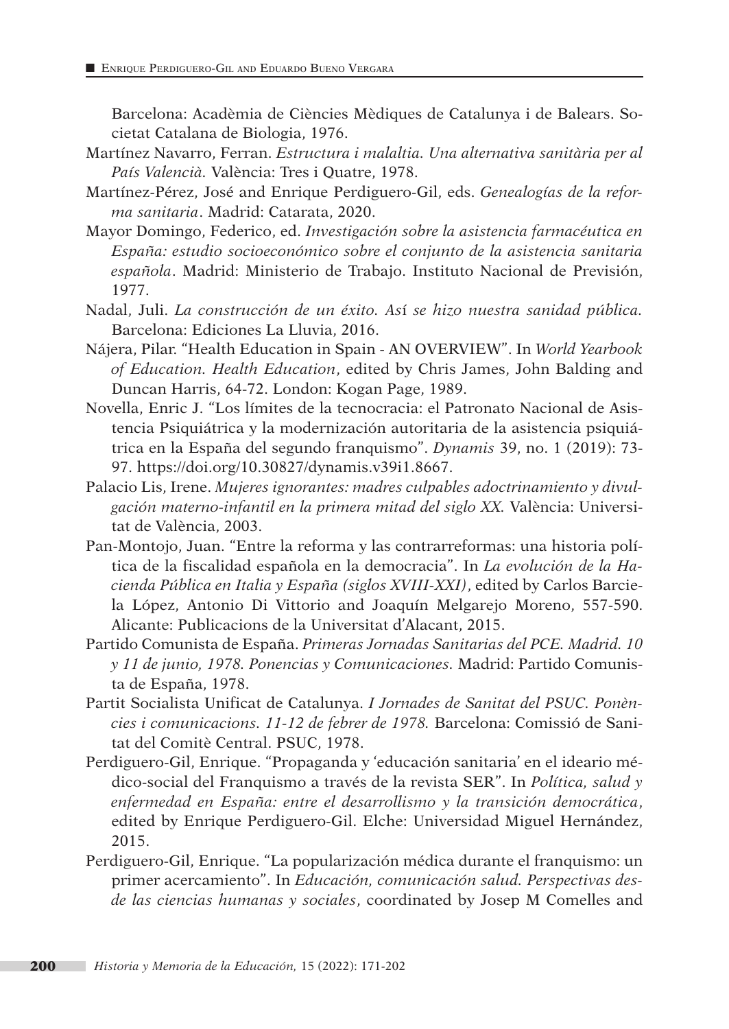Barcelona: Acadèmia de Ciències Mèdiques de Catalunya i de Balears. Societat Catalana de Biologia, 1976.

Martínez Navarro, Ferran. *Estructura i malaltia. Una alternativa sanitària per al País Valencià.* València: Tres i Quatre, 1978.

Martínez-Pérez, José and Enrique Perdiguero-Gil, eds. *Genealogías de la reforma sanitaria*. Madrid: Catarata, 2020.

Mayor Domingo, Federico, ed. *Investigación sobre la asistencia farmacéutica en España: estudio socioeconómico sobre el conjunto de la asistencia sanitaria española*. Madrid: Ministerio de Trabajo. Instituto Nacional de Previsión, 1977.

Nadal, Juli. *La construcción de un éxito. Así se hizo nuestra sanidad pública.* Barcelona: Ediciones La Lluvia, 2016.

Nájera, Pilar. "Health Education in Spain - AN OVERVIEW". In *World Yearbook of Education. Health Education*, edited by Chris James, John Balding and Duncan Harris, 64-72. London: Kogan Page, 1989.

Novella, Enric J. "Los límites de la tecnocracia: el Patronato Nacional de Asistencia Psiquiátrica y la modernización autoritaria de la asistencia psiquiátrica en la España del segundo franquismo". *Dynamis* 39, no. 1 (2019): 73-97. https://doi.org/10.30827/dynamis.v39i1.8667.

Palacio Lis, Irene. *Mujeres ignorantes: madres culpables adoctrinamiento y divulgación materno-infantil en la primera mitad del siglo XX.* València: Universitat de València, 2003.

Pan-Montojo, Juan. "Entre la reforma y las contrarreformas: una historia política de la fiscalidad española en la democracia". In *La evolución de la Hacienda Pública en Italia y España (siglos XVIII-XXI)*, edited by Carlos Barciela López, Antonio Di Vittorio and Joaquín Melgarejo Moreno, 557-590. Alicante: Publicacions de la Universitat d'Alacant, 2015.

Partido Comunista de España. *Primeras Jornadas Sanitarias del PCE. Madrid. 10 y 11 de junio, 1978. Ponencias y Comunicaciones.* Madrid: Partido Comunista de España, 1978.

Partit Socialista Unificat de Catalunya. *I Jornades de Sanitat del PSUC. Ponències i comunicacions. 11-12 de febrer de 1978.* Barcelona: Comissió de Sanitat del Comitè Central. PSUC, 1978.

Perdiguero-Gil, Enrique. "Propaganda y 'educación sanitaria' en el ideario médico-social del Franquismo a través de la revista SER". In *Política, salud y enfermedad en España: entre el desarrollismo y la transición democrática*, edited by Enrique Perdiguero-Gil. Elche: Universidad Miguel Hernández, 2015.

Perdiguero-Gil, Enrique. "La popularización médica durante el franquismo: un primer acercamiento". In *Educación, comunicación salud. Perspectivas desde las ciencias humanas y sociales*, coordinated by Josep M Comelles and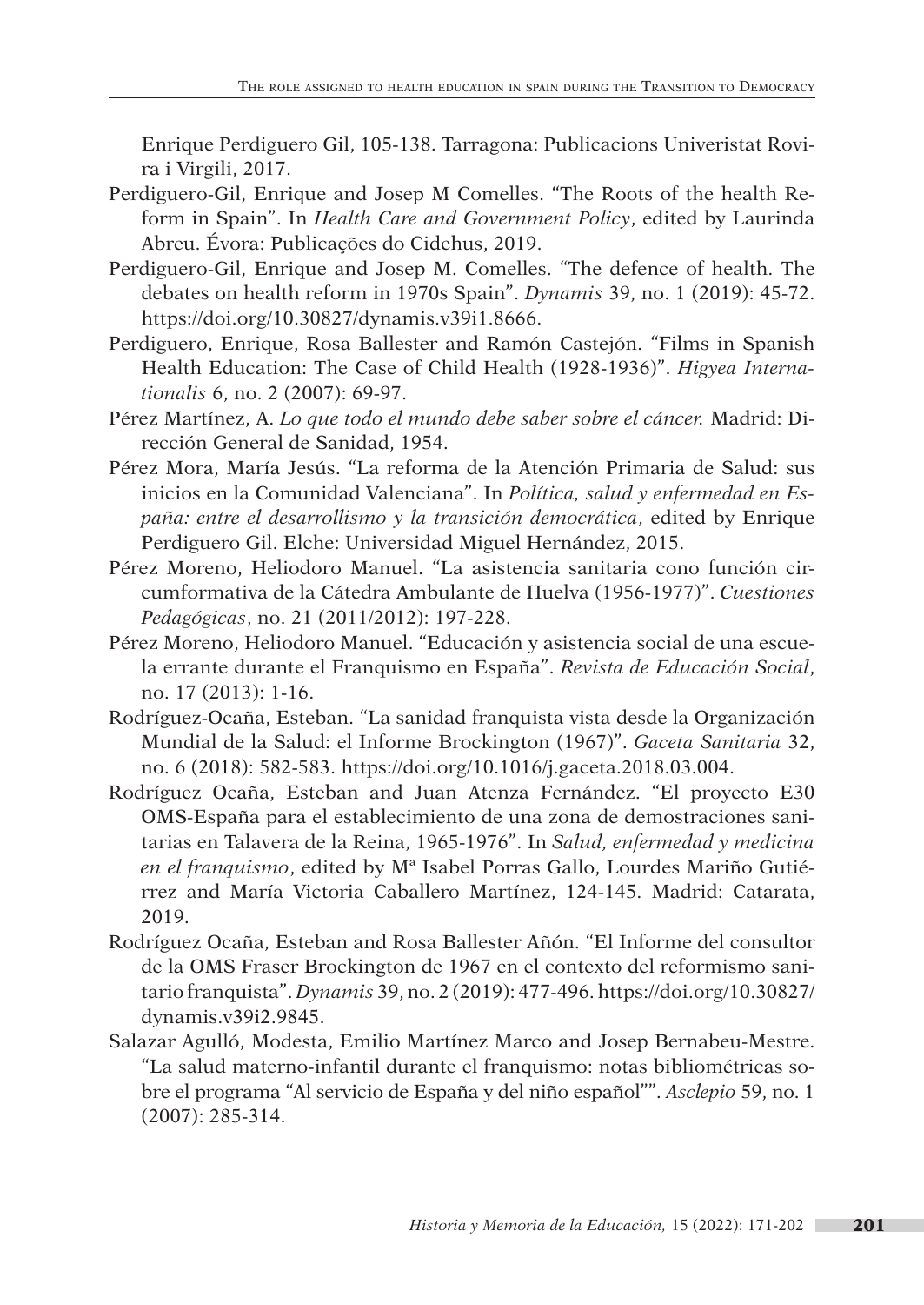Enrique Perdiguero Gil, 105-138. Tarragona: Publicacions Univeristat Rovira i Virgili, 2017.

Perdiguero-Gil, Enrique and Josep M Comelles. "The Roots of the health Reform in Spain". In *Health Care and Government Policy*, edited by Laurinda Abreu. Évora: Publicações do Cidehus, 2019.

Perdiguero-Gil, Enrique and Josep M. Comelles. "The defence of health. The debates on health reform in 1970s Spain". *Dynamis* 39, no. 1 (2019): 45-72. https://doi.org/10.30827/dynamis.v39i1.8666.

Perdiguero, Enrique, Rosa Ballester and Ramón Castejón. "Films in Spanish Health Education: The Case of Child Health (1928-1936)". *Higyea Internationalis* 6, no. 2 (2007): 69-97.

Pérez Martínez, A. *Lo que todo el mundo debe saber sobre el cáncer.* Madrid: Dirección General de Sanidad, 1954.

Pérez Mora, María Jesús. "La reforma de la Atención Primaria de Salud: sus inicios en la Comunidad Valenciana". In *Política, salud y enfermedad en España: entre el desarrollismo y la transición democrática*, edited by Enrique Perdiguero Gil. Elche: Universidad Miguel Hernández, 2015.

Pérez Moreno, Heliodoro Manuel. "La asistencia sanitaria cono función circumformativa de la Cátedra Ambulante de Huelva (1956-1977)". *Cuestiones Pedagógicas*, no. 21 (2011/2012): 197-228.

Pérez Moreno, Heliodoro Manuel. "Educación y asistencia social de una escuela errante durante el Franquismo en España". *Revista de Educación Social*, no. 17 (2013): 1-16.

Rodríguez-Ocaña, Esteban. "La sanidad franquista vista desde la Organización Mundial de la Salud: el Informe Brockington (1967)". *Gaceta Sanitaria* 32, no. 6 (2018): 582-583. https://doi.org/10.1016/j.gaceta.2018.03.004.

Rodríguez Ocaña, Esteban and Juan Atenza Fernández. "El proyecto E30 OMS-España para el establecimiento de una zona de demostraciones sanitarias en Talavera de la Reina, 1965-1976". In *Salud, enfermedad y medicina en el franquismo*, edited by Mª Isabel Porras Gallo, Lourdes Mariño Gutiérrez and María Victoria Caballero Martínez, 124-145. Madrid: Catarata, 2019.

Rodríguez Ocaña, Esteban and Rosa Ballester Añón. "El Informe del consultor de la OMS Fraser Brockington de 1967 en el contexto del reformismo sanitario franquista". *Dynamis* 39, no. 2 (2019): 477-496. https://doi.org/10.30827/dynamis.v39i2.9845.

Salazar Agulló, Modesta, Emilio Martínez Marco and Josep Bernabeu-Mestre. "La salud materno-infantil durante el franquismo: notas bibliométricas sobre el programa "Al servicio de España y del niño español"". *Asclepio* 59, no. 1 (2007): 285-314.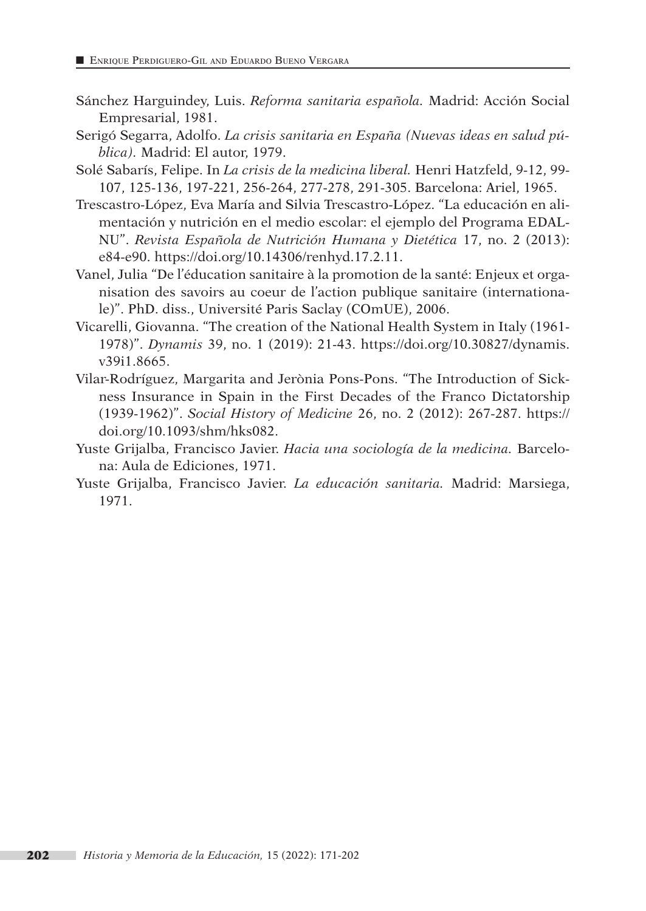Sánchez Harguindey, Luis. *Reforma sanitaria española.* Madrid: Acción Social Empresarial, 1981.

Serigó Segarra, Adolfo. *La crisis sanitaria en España (Nuevas ideas en salud pública).* Madrid: El autor, 1979.

Solé Sabarís, Felipe. In *La crisis de la medicina liberal.* Henri Hatzfeld, 9-12, 99-107, 125-136, 197-221, 256-264, 277-278, 291-305. Barcelona: Ariel, 1965.

Trescastro-López, Eva María and Silvia Trescastro-López. "La educación en alimentación y nutrición en el medio escolar: el ejemplo del Programa EDALNU". *Revista Española de Nutrición Humana y Dietética* 17, no. 2 (2013): e84-e90. https://doi.org/10.14306/renhyd.17.2.11.

Vanel, Julia "De l'éducation sanitaire à la promotion de la santé: Enjeux et organisation des savoirs au coeur de l'action publique sanitaire (internationale)". PhD. diss., Université Paris Saclay (COmUE), 2006.

Vicarelli, Giovanna. "The creation of the National Health System in Italy (1961-1978)". *Dynamis* 39, no. 1 (2019): 21-43. https://doi.org/10.30827/dynamis.v39i1.8665.

Vilar-Rodríguez, Margarita and Jerònia Pons-Pons. "The Introduction of Sickness Insurance in Spain in the First Decades of the Franco Dictatorship (1939-1962)". *Social History of Medicine* 26, no. 2 (2012): 267-287. https://doi.org/10.1093/shm/hks082.

Yuste Grijalba, Francisco Javier. *Hacia una sociología de la medicina.* Barcelona: Aula de Ediciones, 1971.

Yuste Grijalba, Francisco Javier. *La educación sanitaria.* Madrid: Marsiega, 1971.